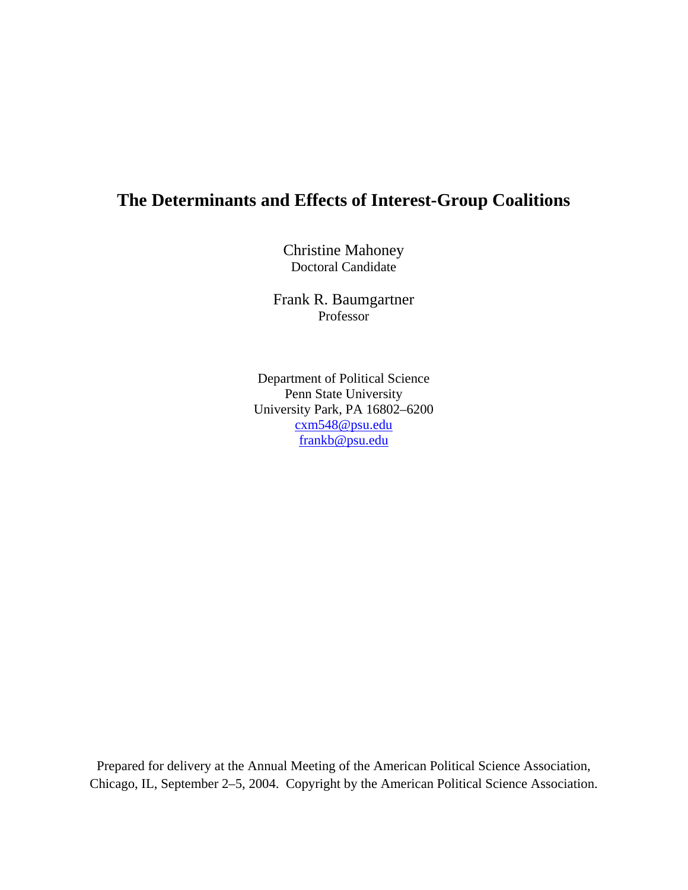# The Determinants and Effects of Interest-Group Coalitions

Christine Mahoney
Doctoral Candidate

Frank R. Baumgartner
Professor

Department of Political Science
Penn State University
University Park, PA 16802–6200
cxm548@psu.edu
frankb@psu.edu

Prepared for delivery at the Annual Meeting of the American Political Science Association, Chicago, IL, September 2–5, 2004. Copyright by the American Political Science Association.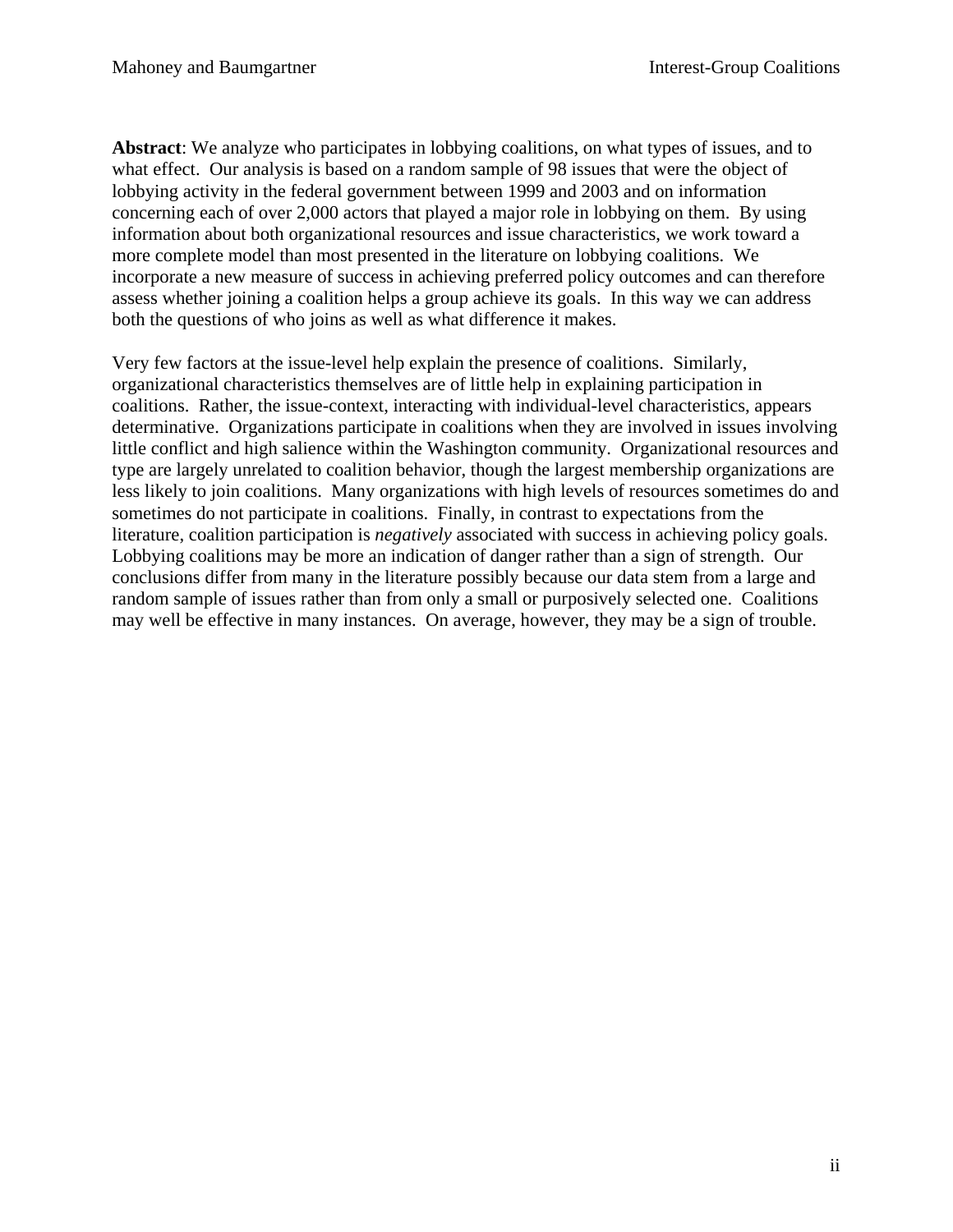**Abstract**: We analyze who participates in lobbying coalitions, on what types of issues, and to what effect. Our analysis is based on a random sample of 98 issues that were the object of lobbying activity in the federal government between 1999 and 2003 and on information concerning each of over 2,000 actors that played a major role in lobbying on them. By using information about both organizational resources and issue characteristics, we work toward a more complete model than most presented in the literature on lobbying coalitions. We incorporate a new measure of success in achieving preferred policy outcomes and can therefore assess whether joining a coalition helps a group achieve its goals. In this way we can address both the questions of who joins as well as what difference it makes.

Very few factors at the issue-level help explain the presence of coalitions. Similarly, organizational characteristics themselves are of little help in explaining participation in coalitions. Rather, the issue-context, interacting with individual-level characteristics, appears determinative. Organizations participate in coalitions when they are involved in issues involving little conflict and high salience within the Washington community. Organizational resources and type are largely unrelated to coalition behavior, though the largest membership organizations are less likely to join coalitions. Many organizations with high levels of resources sometimes do and sometimes do not participate in coalitions. Finally, in contrast to expectations from the literature, coalition participation is *negatively* associated with success in achieving policy goals. Lobbying coalitions may be more an indication of danger rather than a sign of strength. Our conclusions differ from many in the literature possibly because our data stem from a large and random sample of issues rather than from only a small or purposively selected one. Coalitions may well be effective in many instances. On average, however, they may be a sign of trouble.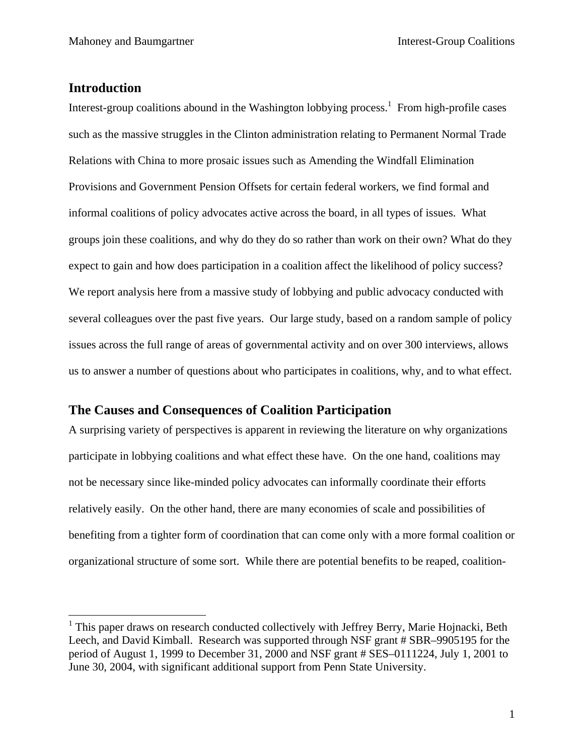## Introduction

Interest-group coalitions abound in the Washington lobbying process.[1] From high-profile cases such as the massive struggles in the Clinton administration relating to Permanent Normal Trade Relations with China to more prosaic issues such as Amending the Windfall Elimination Provisions and Government Pension Offsets for certain federal workers, we find formal and informal coalitions of policy advocates active across the board, in all types of issues. What groups join these coalitions, and why do they do so rather than work on their own? What do they expect to gain and how does participation in a coalition affect the likelihood of policy success? We report analysis here from a massive study of lobbying and public advocacy conducted with several colleagues over the past five years. Our large study, based on a random sample of policy issues across the full range of areas of governmental activity and on over 300 interviews, allows us to answer a number of questions about who participates in coalitions, why, and to what effect.

## The Causes and Consequences of Coalition Participation

A surprising variety of perspectives is apparent in reviewing the literature on why organizations participate in lobbying coalitions and what effect these have. On the one hand, coalitions may not be necessary since like-minded policy advocates can informally coordinate their efforts relatively easily. On the other hand, there are many economies of scale and possibilities of benefiting from a tighter form of coordination that can come only with a more formal coalition or organizational structure of some sort. While there are potential benefits to be reaped, coalition-

[1] This paper draws on research conducted collectively with Jeffrey Berry, Marie Hojnacki, Beth Leech, and David Kimball. Research was supported through NSF grant # SBR–9905195 for the period of August 1, 1999 to December 31, 2000 and NSF grant # SES–0111224, July 1, 2001 to June 30, 2004, with significant additional support from Penn State University.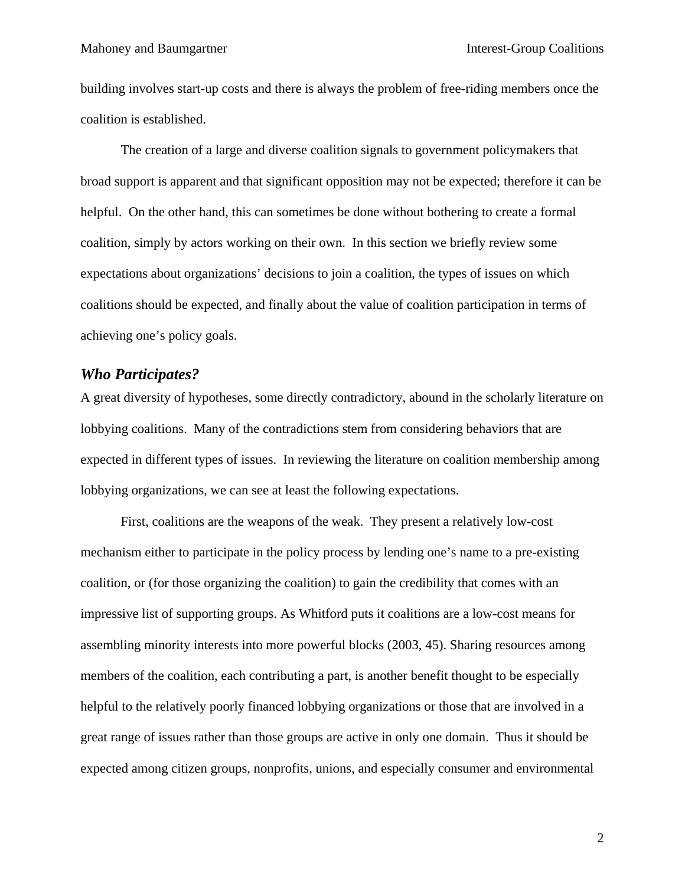building involves start-up costs and there is always the problem of free-riding members once the coalition is established.

The creation of a large and diverse coalition signals to government policymakers that broad support is apparent and that significant opposition may not be expected; therefore it can be helpful. On the other hand, this can sometimes be done without bothering to create a formal coalition, simply by actors working on their own. In this section we briefly review some expectations about organizations' decisions to join a coalition, the types of issues on which coalitions should be expected, and finally about the value of coalition participation in terms of achieving one's policy goals.

### *Who Participates?*

A great diversity of hypotheses, some directly contradictory, abound in the scholarly literature on lobbying coalitions. Many of the contradictions stem from considering behaviors that are expected in different types of issues. In reviewing the literature on coalition membership among lobbying organizations, we can see at least the following expectations.

First, coalitions are the weapons of the weak. They present a relatively low-cost mechanism either to participate in the policy process by lending one's name to a pre-existing coalition, or (for those organizing the coalition) to gain the credibility that comes with an impressive list of supporting groups. As Whitford puts it coalitions are a low-cost means for assembling minority interests into more powerful blocks (2003, 45). Sharing resources among members of the coalition, each contributing a part, is another benefit thought to be especially helpful to the relatively poorly financed lobbying organizations or those that are involved in a great range of issues rather than those groups are active in only one domain. Thus it should be expected among citizen groups, nonprofits, unions, and especially consumer and environmental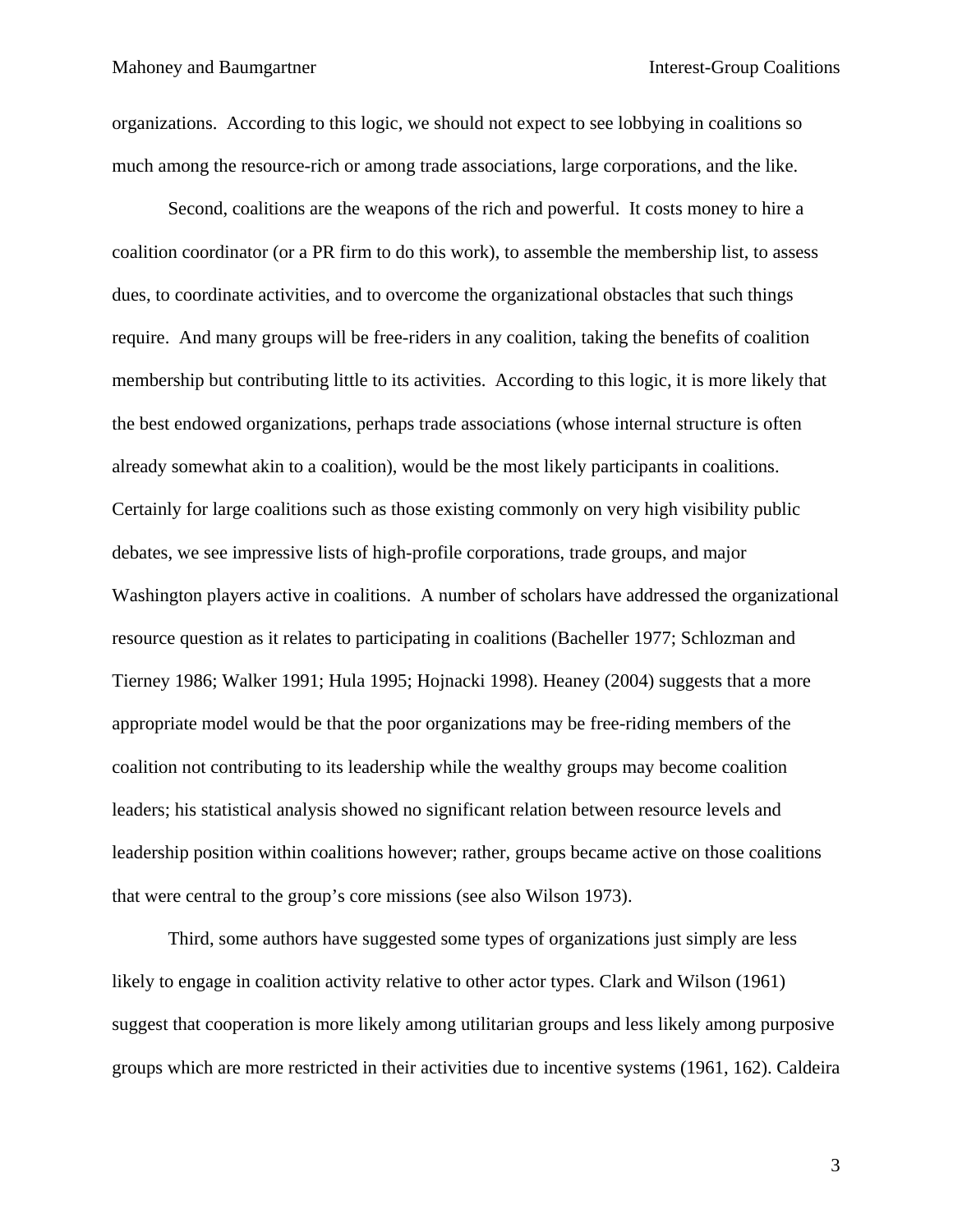organizations. According to this logic, we should not expect to see lobbying in coalitions so much among the resource-rich or among trade associations, large corporations, and the like.

Second, coalitions are the weapons of the rich and powerful. It costs money to hire a coalition coordinator (or a PR firm to do this work), to assemble the membership list, to assess dues, to coordinate activities, and to overcome the organizational obstacles that such things require. And many groups will be free-riders in any coalition, taking the benefits of coalition membership but contributing little to its activities. According to this logic, it is more likely that the best endowed organizations, perhaps trade associations (whose internal structure is often already somewhat akin to a coalition), would be the most likely participants in coalitions. Certainly for large coalitions such as those existing commonly on very high visibility public debates, we see impressive lists of high-profile corporations, trade groups, and major Washington players active in coalitions. A number of scholars have addressed the organizational resource question as it relates to participating in coalitions (Bacheller 1977; Schlozman and Tierney 1986; Walker 1991; Hula 1995; Hojnacki 1998). Heaney (2004) suggests that a more appropriate model would be that the poor organizations may be free-riding members of the coalition not contributing to its leadership while the wealthy groups may become coalition leaders; his statistical analysis showed no significant relation between resource levels and leadership position within coalitions however; rather, groups became active on those coalitions that were central to the group's core missions (see also Wilson 1973).

Third, some authors have suggested some types of organizations just simply are less likely to engage in coalition activity relative to other actor types. Clark and Wilson (1961) suggest that cooperation is more likely among utilitarian groups and less likely among purposive groups which are more restricted in their activities due to incentive systems (1961, 162). Caldeira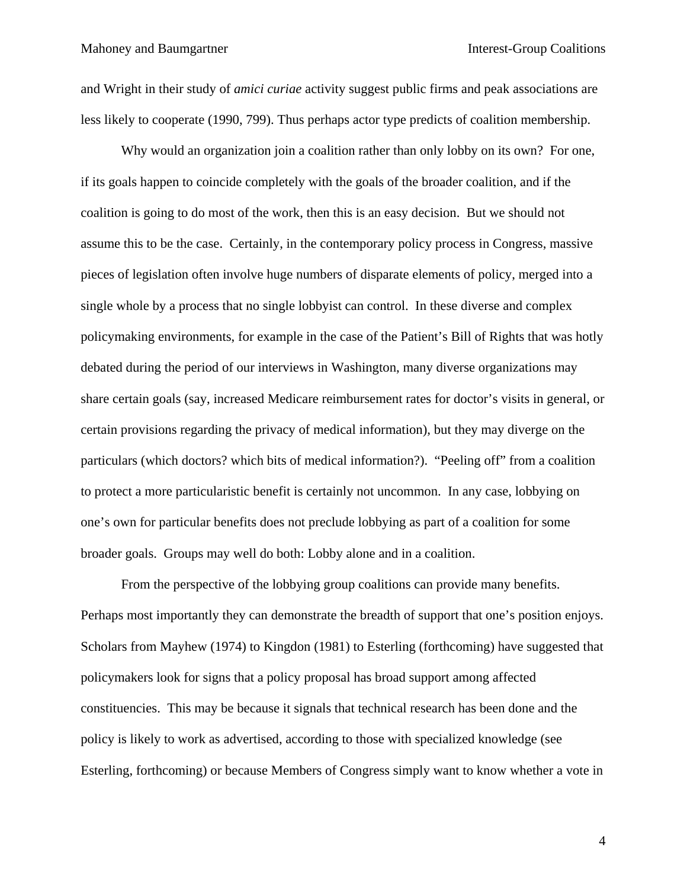and Wright in their study of *amici curiae* activity suggest public firms and peak associations are less likely to cooperate (1990, 799). Thus perhaps actor type predicts of coalition membership.

Why would an organization join a coalition rather than only lobby on its own? For one, if its goals happen to coincide completely with the goals of the broader coalition, and if the coalition is going to do most of the work, then this is an easy decision. But we should not assume this to be the case. Certainly, in the contemporary policy process in Congress, massive pieces of legislation often involve huge numbers of disparate elements of policy, merged into a single whole by a process that no single lobbyist can control. In these diverse and complex policymaking environments, for example in the case of the Patient's Bill of Rights that was hotly debated during the period of our interviews in Washington, many diverse organizations may share certain goals (say, increased Medicare reimbursement rates for doctor's visits in general, or certain provisions regarding the privacy of medical information), but they may diverge on the particulars (which doctors? which bits of medical information?). "Peeling off" from a coalition to protect a more particularistic benefit is certainly not uncommon. In any case, lobbying on one's own for particular benefits does not preclude lobbying as part of a coalition for some broader goals. Groups may well do both: Lobby alone and in a coalition.

From the perspective of the lobbying group coalitions can provide many benefits. Perhaps most importantly they can demonstrate the breadth of support that one's position enjoys. Scholars from Mayhew (1974) to Kingdon (1981) to Esterling (forthcoming) have suggested that policymakers look for signs that a policy proposal has broad support among affected constituencies. This may be because it signals that technical research has been done and the policy is likely to work as advertised, according to those with specialized knowledge (see Esterling, forthcoming) or because Members of Congress simply want to know whether a vote in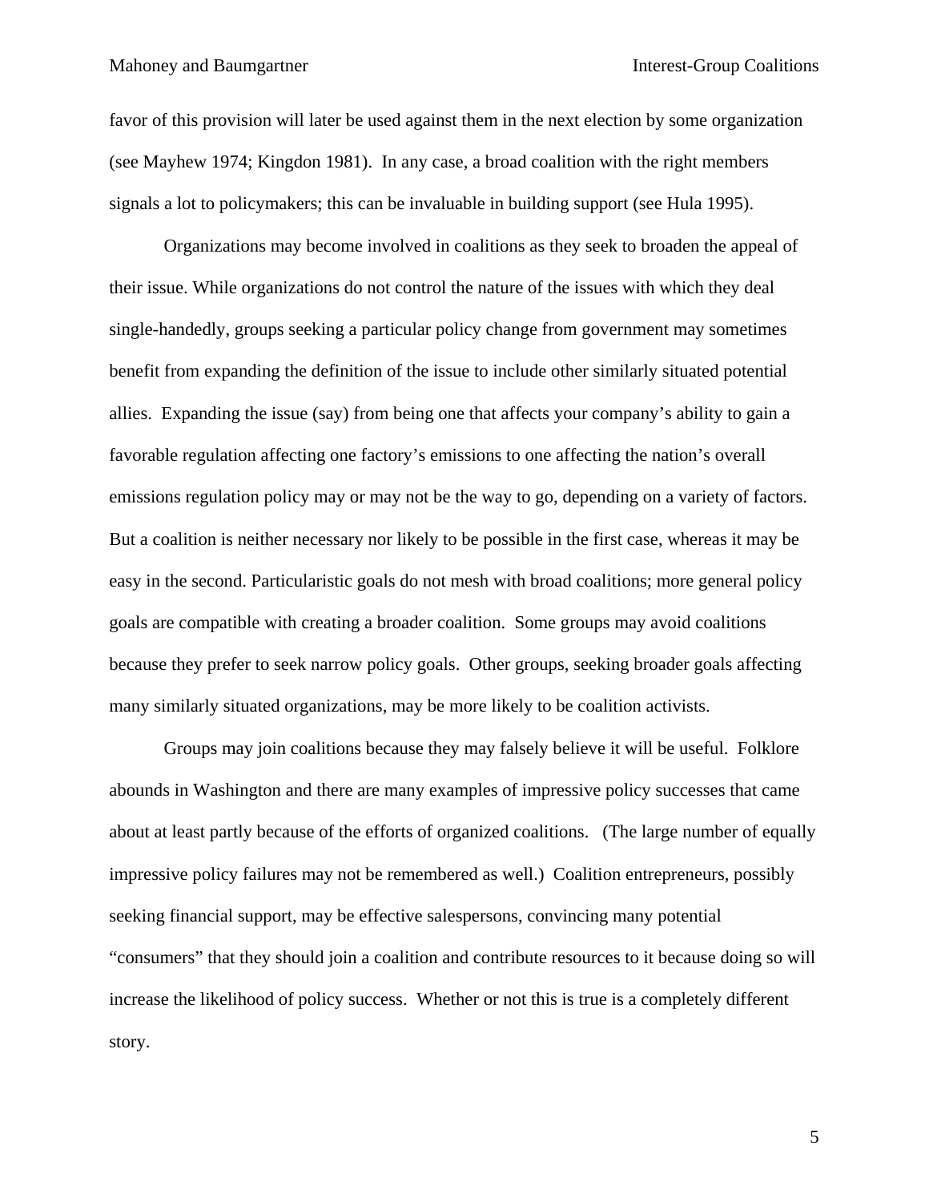favor of this provision will later be used against them in the next election by some organization (see Mayhew 1974; Kingdon 1981). In any case, a broad coalition with the right members signals a lot to policymakers; this can be invaluable in building support (see Hula 1995).

Organizations may become involved in coalitions as they seek to broaden the appeal of their issue. While organizations do not control the nature of the issues with which they deal single-handedly, groups seeking a particular policy change from government may sometimes benefit from expanding the definition of the issue to include other similarly situated potential allies. Expanding the issue (say) from being one that affects your company's ability to gain a favorable regulation affecting one factory's emissions to one affecting the nation's overall emissions regulation policy may or may not be the way to go, depending on a variety of factors. But a coalition is neither necessary nor likely to be possible in the first case, whereas it may be easy in the second. Particularistic goals do not mesh with broad coalitions; more general policy goals are compatible with creating a broader coalition. Some groups may avoid coalitions because they prefer to seek narrow policy goals. Other groups, seeking broader goals affecting many similarly situated organizations, may be more likely to be coalition activists.

Groups may join coalitions because they may falsely believe it will be useful. Folklore abounds in Washington and there are many examples of impressive policy successes that came about at least partly because of the efforts of organized coalitions. (The large number of equally impressive policy failures may not be remembered as well.) Coalition entrepreneurs, possibly seeking financial support, may be effective salespersons, convincing many potential "consumers" that they should join a coalition and contribute resources to it because doing so will increase the likelihood of policy success. Whether or not this is true is a completely different story.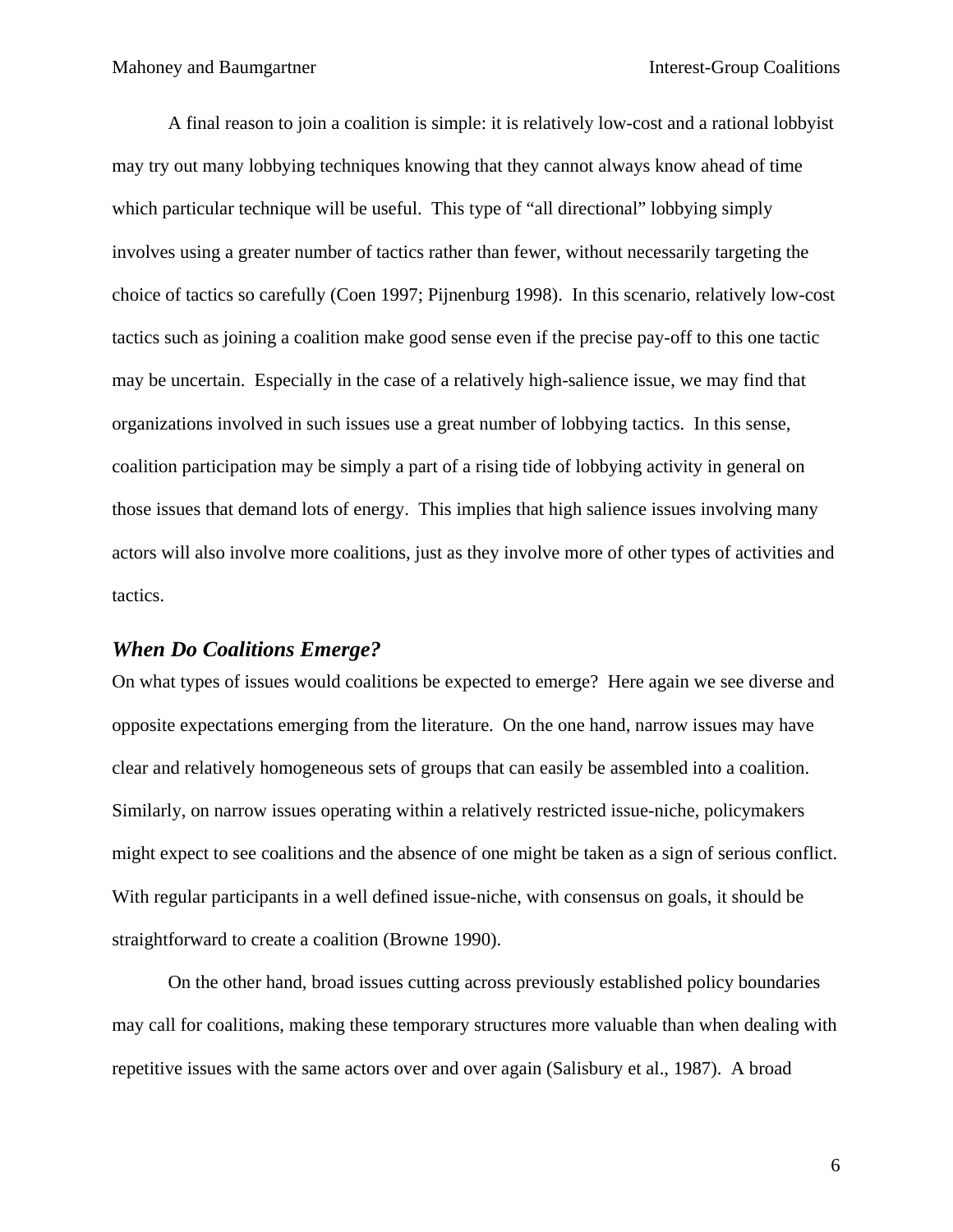A final reason to join a coalition is simple: it is relatively low-cost and a rational lobbyist may try out many lobbying techniques knowing that they cannot always know ahead of time which particular technique will be useful. This type of "all directional" lobbying simply involves using a greater number of tactics rather than fewer, without necessarily targeting the choice of tactics so carefully (Coen 1997; Pijnenburg 1998). In this scenario, relatively low-cost tactics such as joining a coalition make good sense even if the precise pay-off to this one tactic may be uncertain. Especially in the case of a relatively high-salience issue, we may find that organizations involved in such issues use a great number of lobbying tactics. In this sense, coalition participation may be simply a part of a rising tide of lobbying activity in general on those issues that demand lots of energy. This implies that high salience issues involving many actors will also involve more coalitions, just as they involve more of other types of activities and tactics.

### *When Do Coalitions Emerge?*

On what types of issues would coalitions be expected to emerge? Here again we see diverse and opposite expectations emerging from the literature. On the one hand, narrow issues may have clear and relatively homogeneous sets of groups that can easily be assembled into a coalition. Similarly, on narrow issues operating within a relatively restricted issue-niche, policymakers might expect to see coalitions and the absence of one might be taken as a sign of serious conflict. With regular participants in a well defined issue-niche, with consensus on goals, it should be straightforward to create a coalition (Browne 1990).

On the other hand, broad issues cutting across previously established policy boundaries may call for coalitions, making these temporary structures more valuable than when dealing with repetitive issues with the same actors over and over again (Salisbury et al., 1987). A broad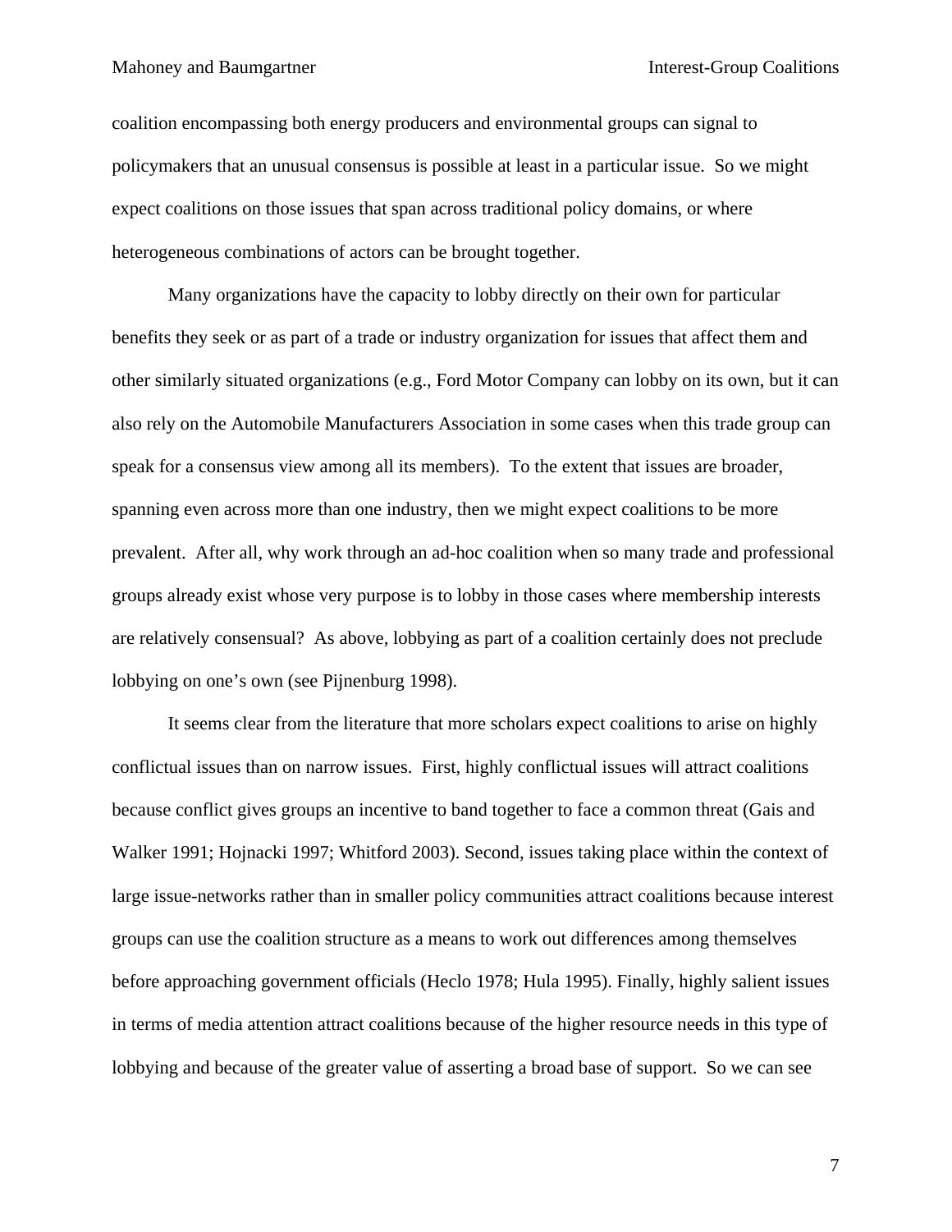coalition encompassing both energy producers and environmental groups can signal to policymakers that an unusual consensus is possible at least in a particular issue. So we might expect coalitions on those issues that span across traditional policy domains, or where heterogeneous combinations of actors can be brought together.

Many organizations have the capacity to lobby directly on their own for particular benefits they seek or as part of a trade or industry organization for issues that affect them and other similarly situated organizations (e.g., Ford Motor Company can lobby on its own, but it can also rely on the Automobile Manufacturers Association in some cases when this trade group can speak for a consensus view among all its members). To the extent that issues are broader, spanning even across more than one industry, then we might expect coalitions to be more prevalent. After all, why work through an ad-hoc coalition when so many trade and professional groups already exist whose very purpose is to lobby in those cases where membership interests are relatively consensual? As above, lobbying as part of a coalition certainly does not preclude lobbying on one's own (see Pijnenburg 1998).

It seems clear from the literature that more scholars expect coalitions to arise on highly conflictual issues than on narrow issues. First, highly conflictual issues will attract coalitions because conflict gives groups an incentive to band together to face a common threat (Gais and Walker 1991; Hojnacki 1997; Whitford 2003). Second, issues taking place within the context of large issue-networks rather than in smaller policy communities attract coalitions because interest groups can use the coalition structure as a means to work out differences among themselves before approaching government officials (Heclo 1978; Hula 1995). Finally, highly salient issues in terms of media attention attract coalitions because of the higher resource needs in this type of lobbying and because of the greater value of asserting a broad base of support. So we can see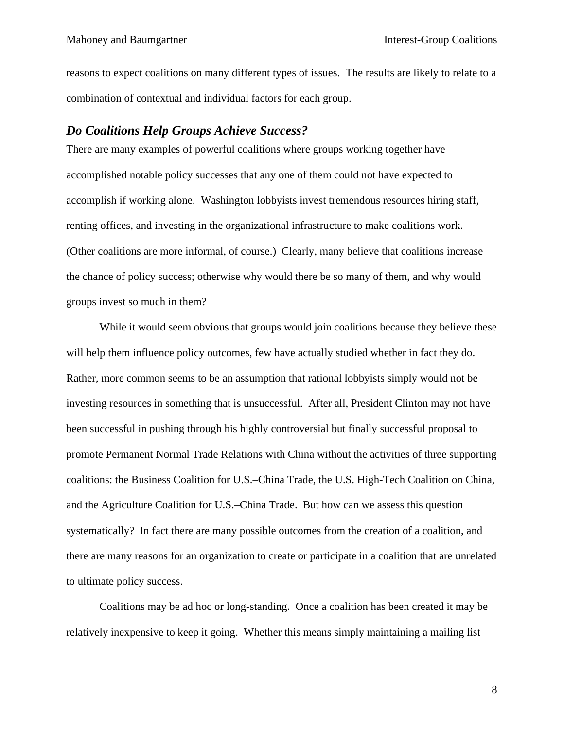reasons to expect coalitions on many different types of issues. The results are likely to relate to a combination of contextual and individual factors for each group.

### *Do Coalitions Help Groups Achieve Success?*

There are many examples of powerful coalitions where groups working together have accomplished notable policy successes that any one of them could not have expected to accomplish if working alone. Washington lobbyists invest tremendous resources hiring staff, renting offices, and investing in the organizational infrastructure to make coalitions work. (Other coalitions are more informal, of course.) Clearly, many believe that coalitions increase the chance of policy success; otherwise why would there be so many of them, and why would groups invest so much in them?

While it would seem obvious that groups would join coalitions because they believe these will help them influence policy outcomes, few have actually studied whether in fact they do. Rather, more common seems to be an assumption that rational lobbyists simply would not be investing resources in something that is unsuccessful. After all, President Clinton may not have been successful in pushing through his highly controversial but finally successful proposal to promote Permanent Normal Trade Relations with China without the activities of three supporting coalitions: the Business Coalition for U.S.–China Trade, the U.S. High-Tech Coalition on China, and the Agriculture Coalition for U.S.–China Trade. But how can we assess this question systematically? In fact there are many possible outcomes from the creation of a coalition, and there are many reasons for an organization to create or participate in a coalition that are unrelated to ultimate policy success.

Coalitions may be ad hoc or long-standing. Once a coalition has been created it may be relatively inexpensive to keep it going. Whether this means simply maintaining a mailing list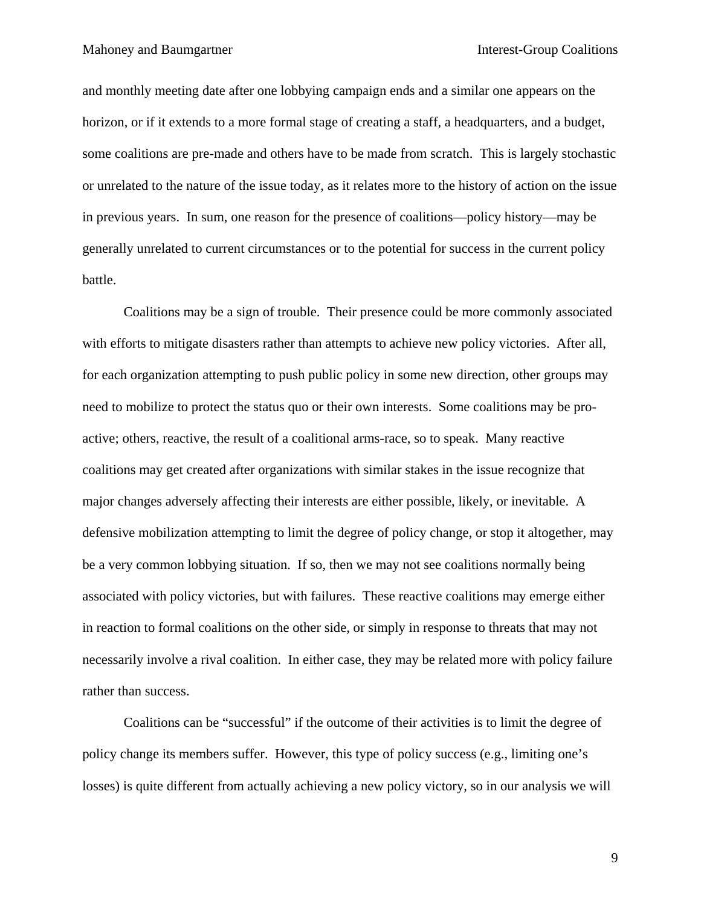and monthly meeting date after one lobbying campaign ends and a similar one appears on the horizon, or if it extends to a more formal stage of creating a staff, a headquarters, and a budget, some coalitions are pre-made and others have to be made from scratch. This is largely stochastic or unrelated to the nature of the issue today, as it relates more to the history of action on the issue in previous years. In sum, one reason for the presence of coalitions—policy history—may be generally unrelated to current circumstances or to the potential for success in the current policy battle.

Coalitions may be a sign of trouble. Their presence could be more commonly associated with efforts to mitigate disasters rather than attempts to achieve new policy victories. After all, for each organization attempting to push public policy in some new direction, other groups may need to mobilize to protect the status quo or their own interests. Some coalitions may be pro-active; others, reactive, the result of a coalitional arms-race, so to speak. Many reactive coalitions may get created after organizations with similar stakes in the issue recognize that major changes adversely affecting their interests are either possible, likely, or inevitable. A defensive mobilization attempting to limit the degree of policy change, or stop it altogether, may be a very common lobbying situation. If so, then we may not see coalitions normally being associated with policy victories, but with failures. These reactive coalitions may emerge either in reaction to formal coalitions on the other side, or simply in response to threats that may not necessarily involve a rival coalition. In either case, they may be related more with policy failure rather than success.

Coalitions can be "successful" if the outcome of their activities is to limit the degree of policy change its members suffer. However, this type of policy success (e.g., limiting one's losses) is quite different from actually achieving a new policy victory, so in our analysis we will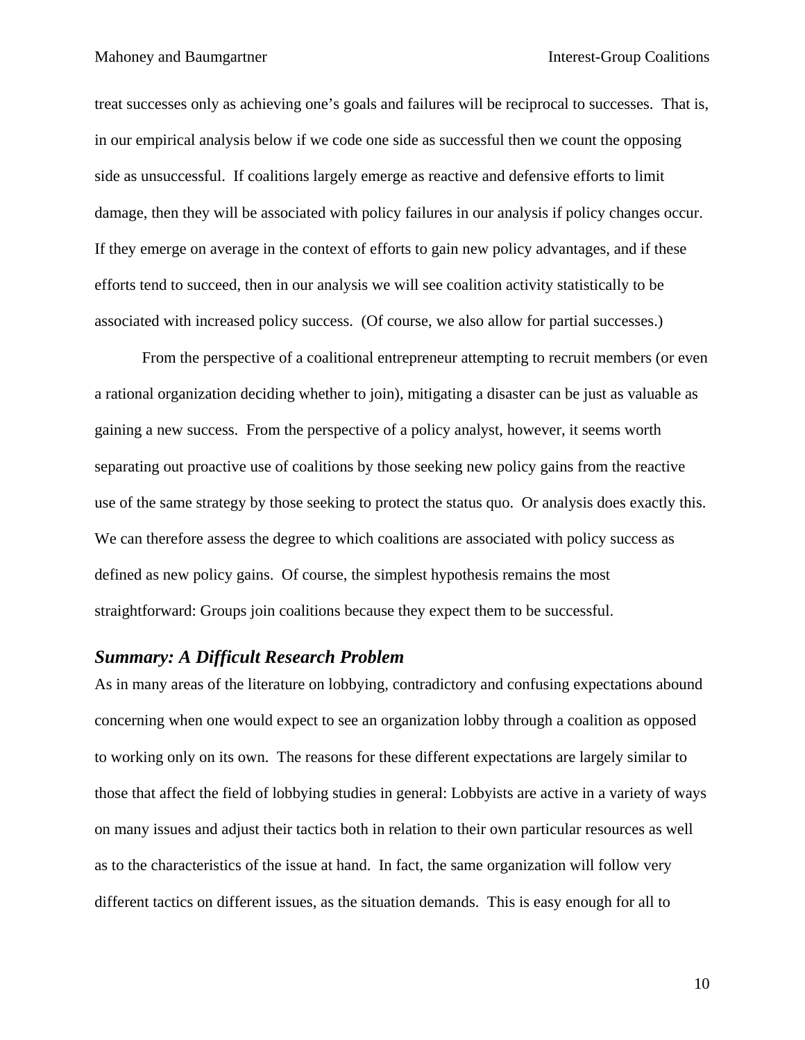treat successes only as achieving one's goals and failures will be reciprocal to successes. That is, in our empirical analysis below if we code one side as successful then we count the opposing side as unsuccessful. If coalitions largely emerge as reactive and defensive efforts to limit damage, then they will be associated with policy failures in our analysis if policy changes occur. If they emerge on average in the context of efforts to gain new policy advantages, and if these efforts tend to succeed, then in our analysis we will see coalition activity statistically to be associated with increased policy success. (Of course, we also allow for partial successes.)

From the perspective of a coalitional entrepreneur attempting to recruit members (or even a rational organization deciding whether to join), mitigating a disaster can be just as valuable as gaining a new success. From the perspective of a policy analyst, however, it seems worth separating out proactive use of coalitions by those seeking new policy gains from the reactive use of the same strategy by those seeking to protect the status quo. Or analysis does exactly this. We can therefore assess the degree to which coalitions are associated with policy success as defined as new policy gains. Of course, the simplest hypothesis remains the most straightforward: Groups join coalitions because they expect them to be successful.

### *Summary: A Difficult Research Problem*

As in many areas of the literature on lobbying, contradictory and confusing expectations abound concerning when one would expect to see an organization lobby through a coalition as opposed to working only on its own. The reasons for these different expectations are largely similar to those that affect the field of lobbying studies in general: Lobbyists are active in a variety of ways on many issues and adjust their tactics both in relation to their own particular resources as well as to the characteristics of the issue at hand. In fact, the same organization will follow very different tactics on different issues, as the situation demands. This is easy enough for all to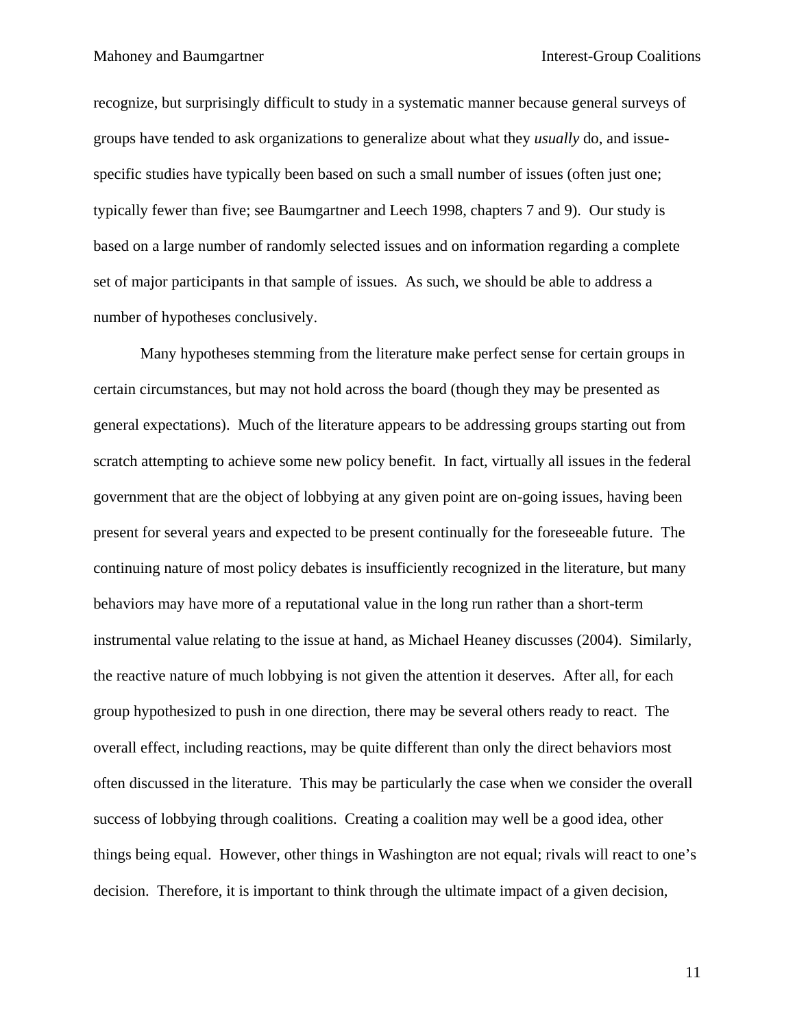recognize, but surprisingly difficult to study in a systematic manner because general surveys of groups have tended to ask organizations to generalize about what they *usually* do, and issue-specific studies have typically been based on such a small number of issues (often just one; typically fewer than five; see Baumgartner and Leech 1998, chapters 7 and 9). Our study is based on a large number of randomly selected issues and on information regarding a complete set of major participants in that sample of issues. As such, we should be able to address a number of hypotheses conclusively.

Many hypotheses stemming from the literature make perfect sense for certain groups in certain circumstances, but may not hold across the board (though they may be presented as general expectations). Much of the literature appears to be addressing groups starting out from scratch attempting to achieve some new policy benefit. In fact, virtually all issues in the federal government that are the object of lobbying at any given point are on-going issues, having been present for several years and expected to be present continually for the foreseeable future. The continuing nature of most policy debates is insufficiently recognized in the literature, but many behaviors may have more of a reputational value in the long run rather than a short-term instrumental value relating to the issue at hand, as Michael Heaney discusses (2004). Similarly, the reactive nature of much lobbying is not given the attention it deserves. After all, for each group hypothesized to push in one direction, there may be several others ready to react. The overall effect, including reactions, may be quite different than only the direct behaviors most often discussed in the literature. This may be particularly the case when we consider the overall success of lobbying through coalitions. Creating a coalition may well be a good idea, other things being equal. However, other things in Washington are not equal; rivals will react to one's decision. Therefore, it is important to think through the ultimate impact of a given decision,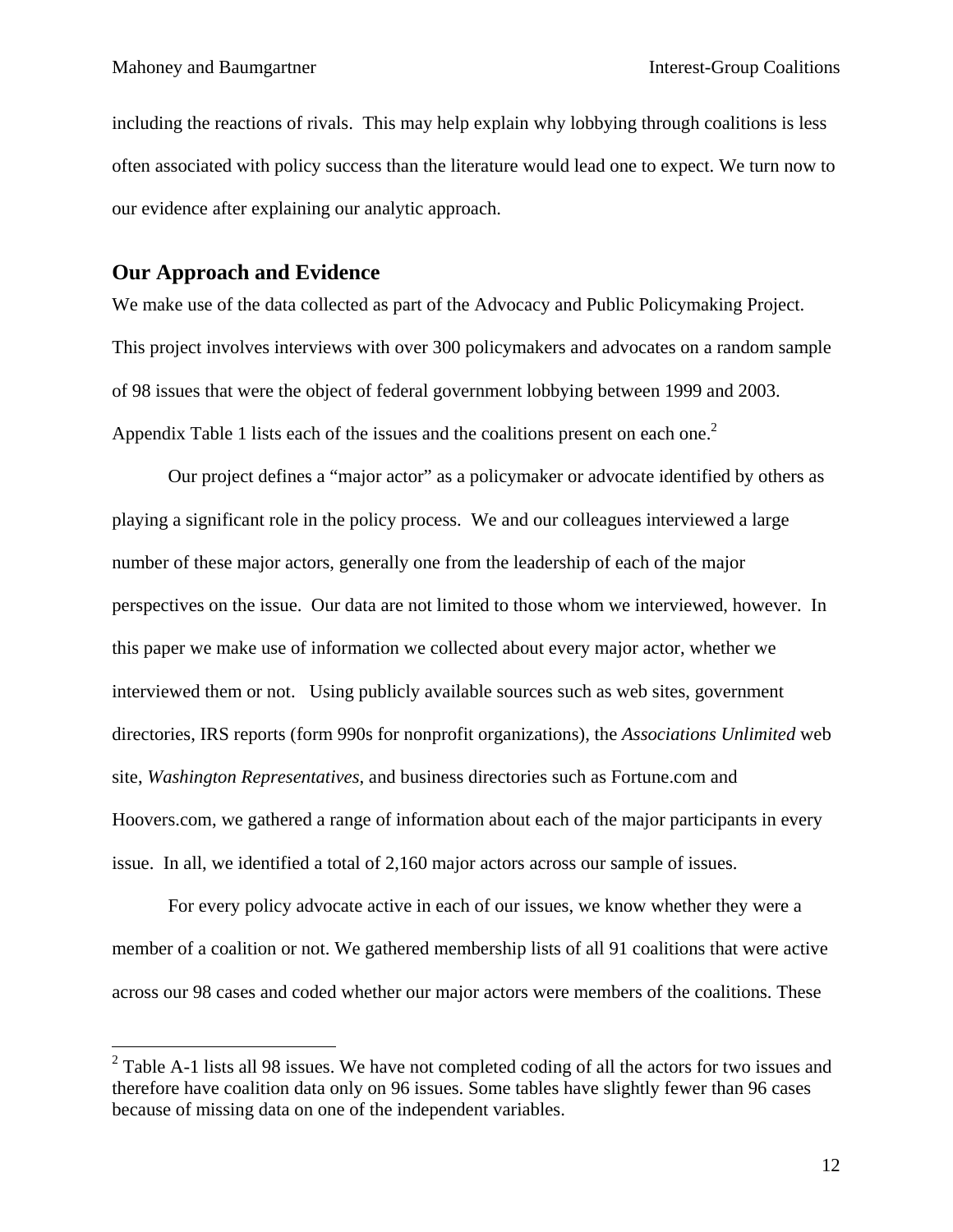including the reactions of rivals. This may help explain why lobbying through coalitions is less often associated with policy success than the literature would lead one to expect. We turn now to our evidence after explaining our analytic approach.

## Our Approach and Evidence

We make use of the data collected as part of the Advocacy and Public Policymaking Project. This project involves interviews with over 300 policymakers and advocates on a random sample of 98 issues that were the object of federal government lobbying between 1999 and 2003. Appendix Table 1 lists each of the issues and the coalitions present on each one.[2]

Our project defines a "major actor" as a policymaker or advocate identified by others as playing a significant role in the policy process. We and our colleagues interviewed a large number of these major actors, generally one from the leadership of each of the major perspectives on the issue. Our data are not limited to those whom we interviewed, however. In this paper we make use of information we collected about every major actor, whether we interviewed them or not. Using publicly available sources such as web sites, government directories, IRS reports (form 990s for nonprofit organizations), the *Associations Unlimited* web site, *Washington Representatives*, and business directories such as Fortune.com and Hoovers.com, we gathered a range of information about each of the major participants in every issue. In all, we identified a total of 2,160 major actors across our sample of issues.

For every policy advocate active in each of our issues, we know whether they were a member of a coalition or not. We gathered membership lists of all 91 coalitions that were active across our 98 cases and coded whether our major actors were members of the coalitions. These

[2] Table A-1 lists all 98 issues. We have not completed coding of all the actors for two issues and therefore have coalition data only on 96 issues. Some tables have slightly fewer than 96 cases because of missing data on one of the independent variables.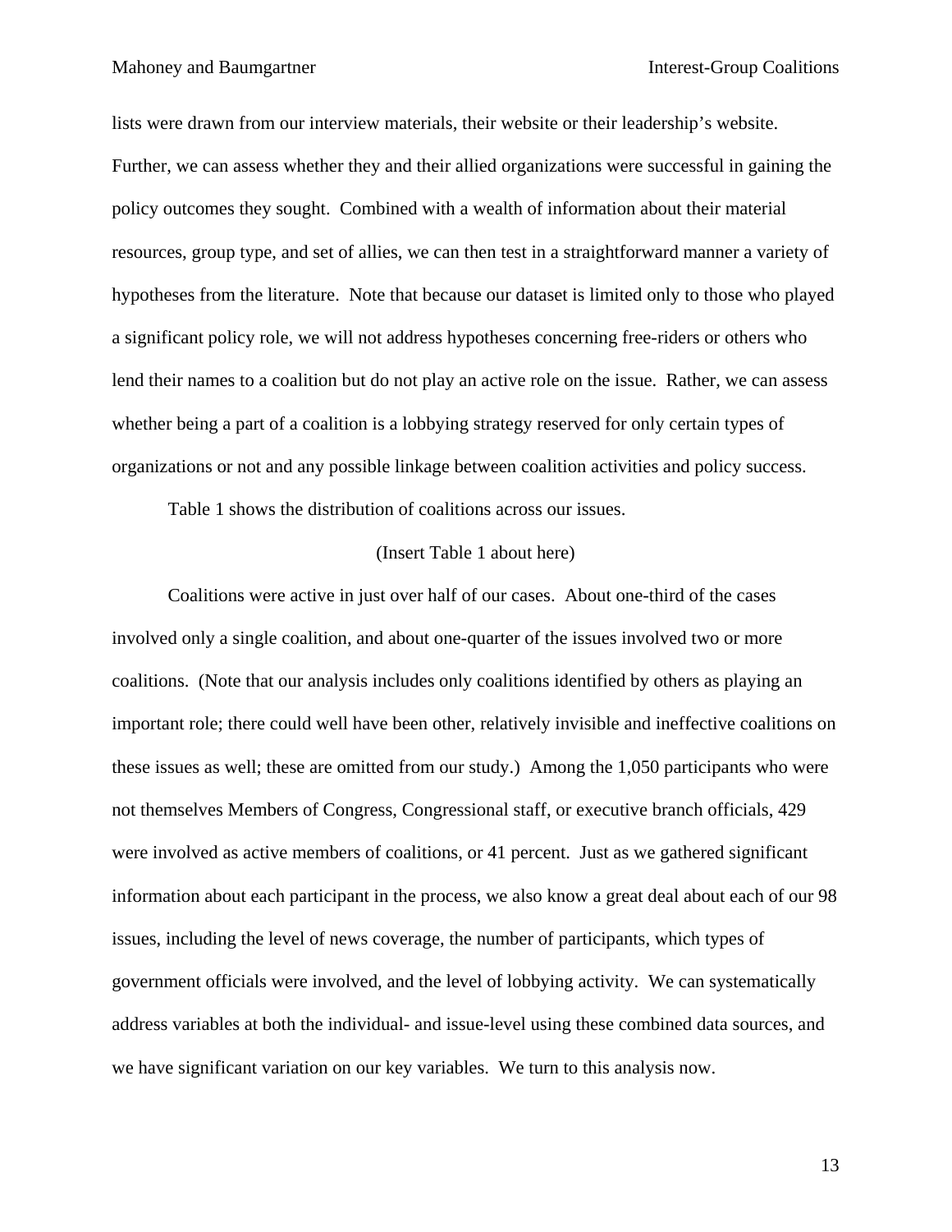lists were drawn from our interview materials, their website or their leadership's website. Further, we can assess whether they and their allied organizations were successful in gaining the policy outcomes they sought. Combined with a wealth of information about their material resources, group type, and set of allies, we can then test in a straightforward manner a variety of hypotheses from the literature. Note that because our dataset is limited only to those who played a significant policy role, we will not address hypotheses concerning free-riders or others who lend their names to a coalition but do not play an active role on the issue. Rather, we can assess whether being a part of a coalition is a lobbying strategy reserved for only certain types of organizations or not and any possible linkage between coalition activities and policy success.

Table 1 shows the distribution of coalitions across our issues.

(Insert Table 1 about here)

Coalitions were active in just over half of our cases. About one-third of the cases involved only a single coalition, and about one-quarter of the issues involved two or more coalitions. (Note that our analysis includes only coalitions identified by others as playing an important role; there could well have been other, relatively invisible and ineffective coalitions on these issues as well; these are omitted from our study.) Among the 1,050 participants who were not themselves Members of Congress, Congressional staff, or executive branch officials, 429 were involved as active members of coalitions, or 41 percent. Just as we gathered significant information about each participant in the process, we also know a great deal about each of our 98 issues, including the level of news coverage, the number of participants, which types of government officials were involved, and the level of lobbying activity. We can systematically address variables at both the individual- and issue-level using these combined data sources, and we have significant variation on our key variables. We turn to this analysis now.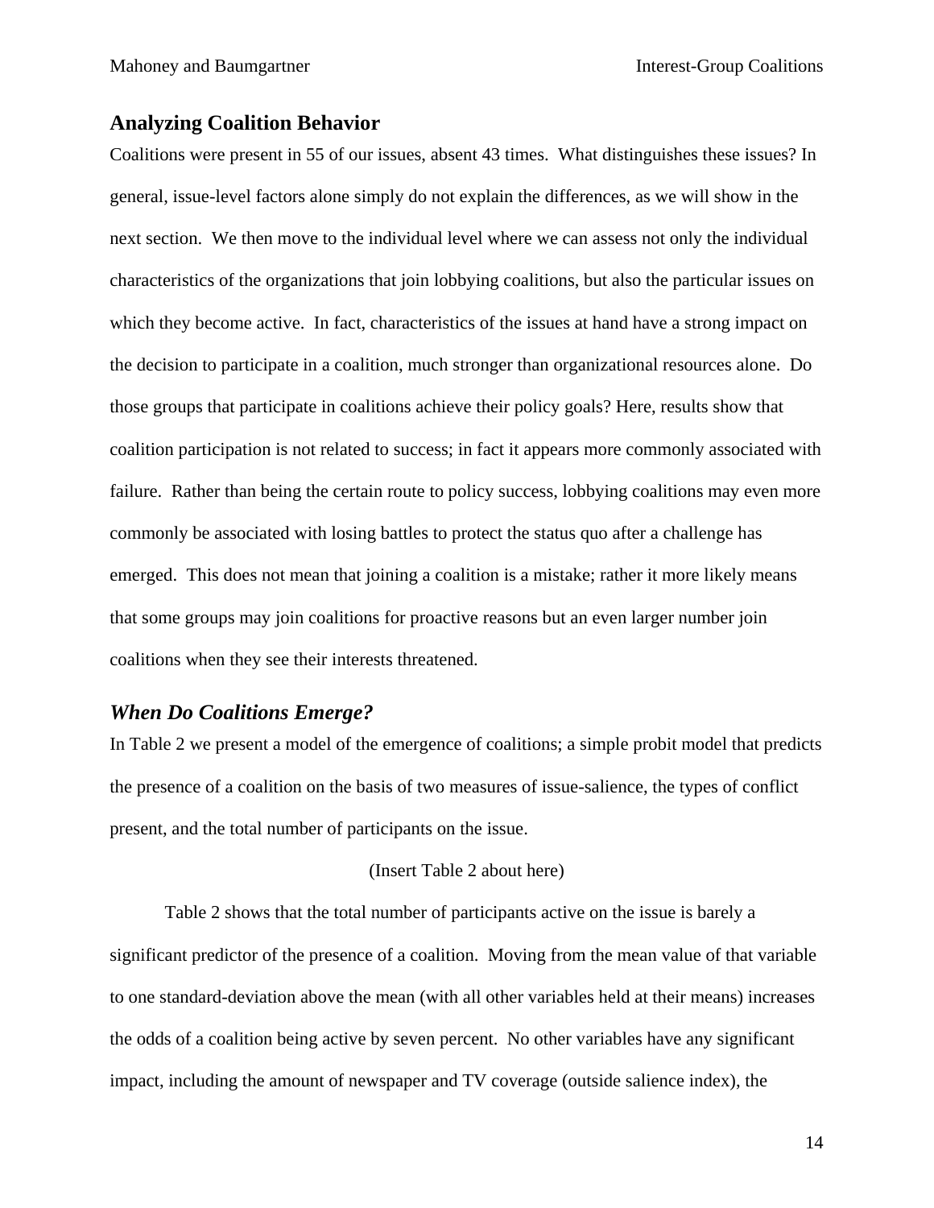## Analyzing Coalition Behavior

Coalitions were present in 55 of our issues, absent 43 times. What distinguishes these issues? In general, issue-level factors alone simply do not explain the differences, as we will show in the next section. We then move to the individual level where we can assess not only the individual characteristics of the organizations that join lobbying coalitions, but also the particular issues on which they become active. In fact, characteristics of the issues at hand have a strong impact on the decision to participate in a coalition, much stronger than organizational resources alone. Do those groups that participate in coalitions achieve their policy goals? Here, results show that coalition participation is not related to success; in fact it appears more commonly associated with failure. Rather than being the certain route to policy success, lobbying coalitions may even more commonly be associated with losing battles to protect the status quo after a challenge has emerged. This does not mean that joining a coalition is a mistake; rather it more likely means that some groups may join coalitions for proactive reasons but an even larger number join coalitions when they see their interests threatened.

### *When Do Coalitions Emerge?*

In Table 2 we present a model of the emergence of coalitions; a simple probit model that predicts the presence of a coalition on the basis of two measures of issue-salience, the types of conflict present, and the total number of participants on the issue.

(Insert Table 2 about here)

Table 2 shows that the total number of participants active on the issue is barely a significant predictor of the presence of a coalition. Moving from the mean value of that variable to one standard-deviation above the mean (with all other variables held at their means) increases the odds of a coalition being active by seven percent. No other variables have any significant impact, including the amount of newspaper and TV coverage (outside salience index), the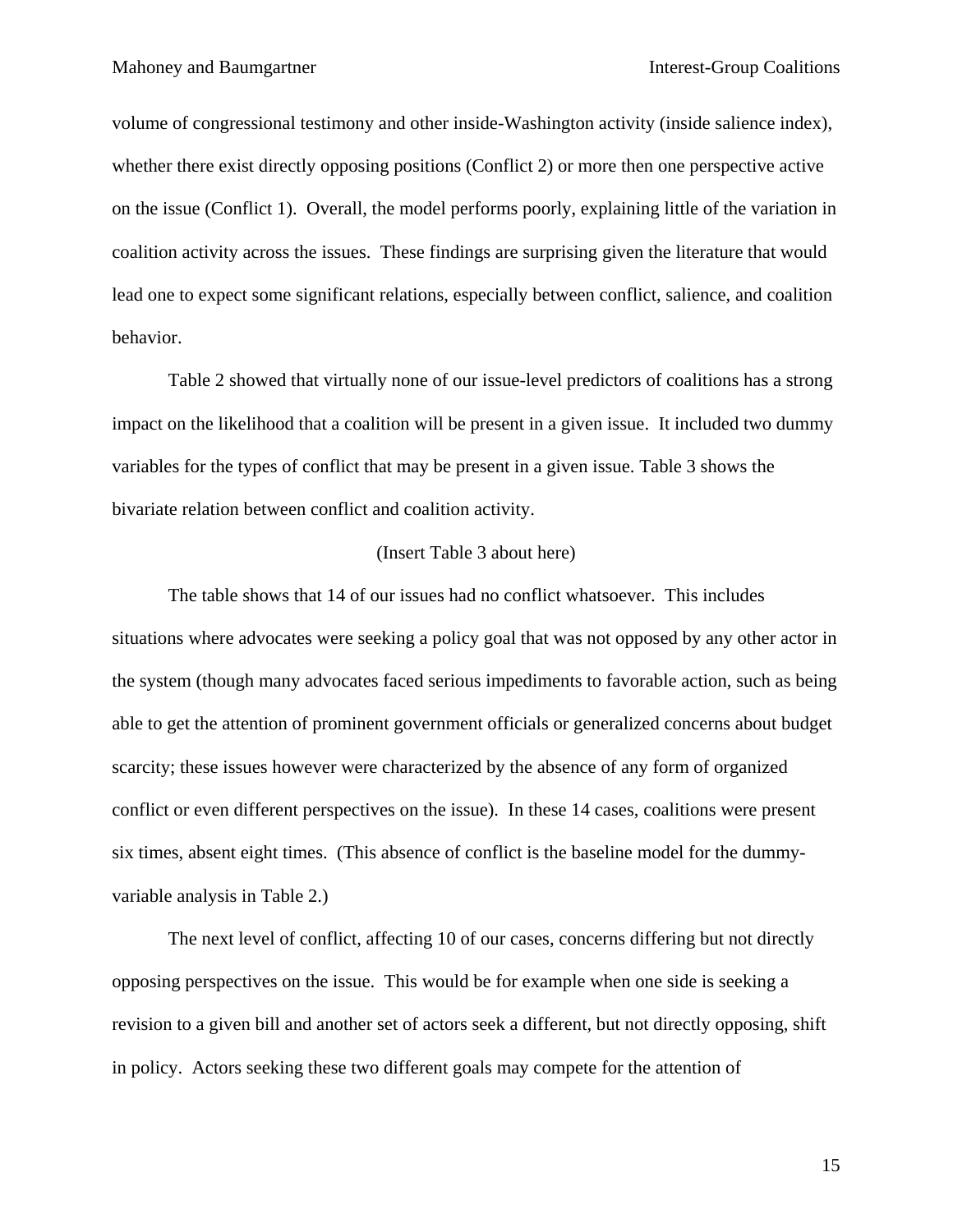volume of congressional testimony and other inside-Washington activity (inside salience index), whether there exist directly opposing positions (Conflict 2) or more then one perspective active on the issue (Conflict 1). Overall, the model performs poorly, explaining little of the variation in coalition activity across the issues. These findings are surprising given the literature that would lead one to expect some significant relations, especially between conflict, salience, and coalition behavior.

Table 2 showed that virtually none of our issue-level predictors of coalitions has a strong impact on the likelihood that a coalition will be present in a given issue. It included two dummy variables for the types of conflict that may be present in a given issue. Table 3 shows the bivariate relation between conflict and coalition activity.

(Insert Table 3 about here)

The table shows that 14 of our issues had no conflict whatsoever. This includes situations where advocates were seeking a policy goal that was not opposed by any other actor in the system (though many advocates faced serious impediments to favorable action, such as being able to get the attention of prominent government officials or generalized concerns about budget scarcity; these issues however were characterized by the absence of any form of organized conflict or even different perspectives on the issue). In these 14 cases, coalitions were present six times, absent eight times. (This absence of conflict is the baseline model for the dummy-variable analysis in Table 2.)

The next level of conflict, affecting 10 of our cases, concerns differing but not directly opposing perspectives on the issue. This would be for example when one side is seeking a revision to a given bill and another set of actors seek a different, but not directly opposing, shift in policy. Actors seeking these two different goals may compete for the attention of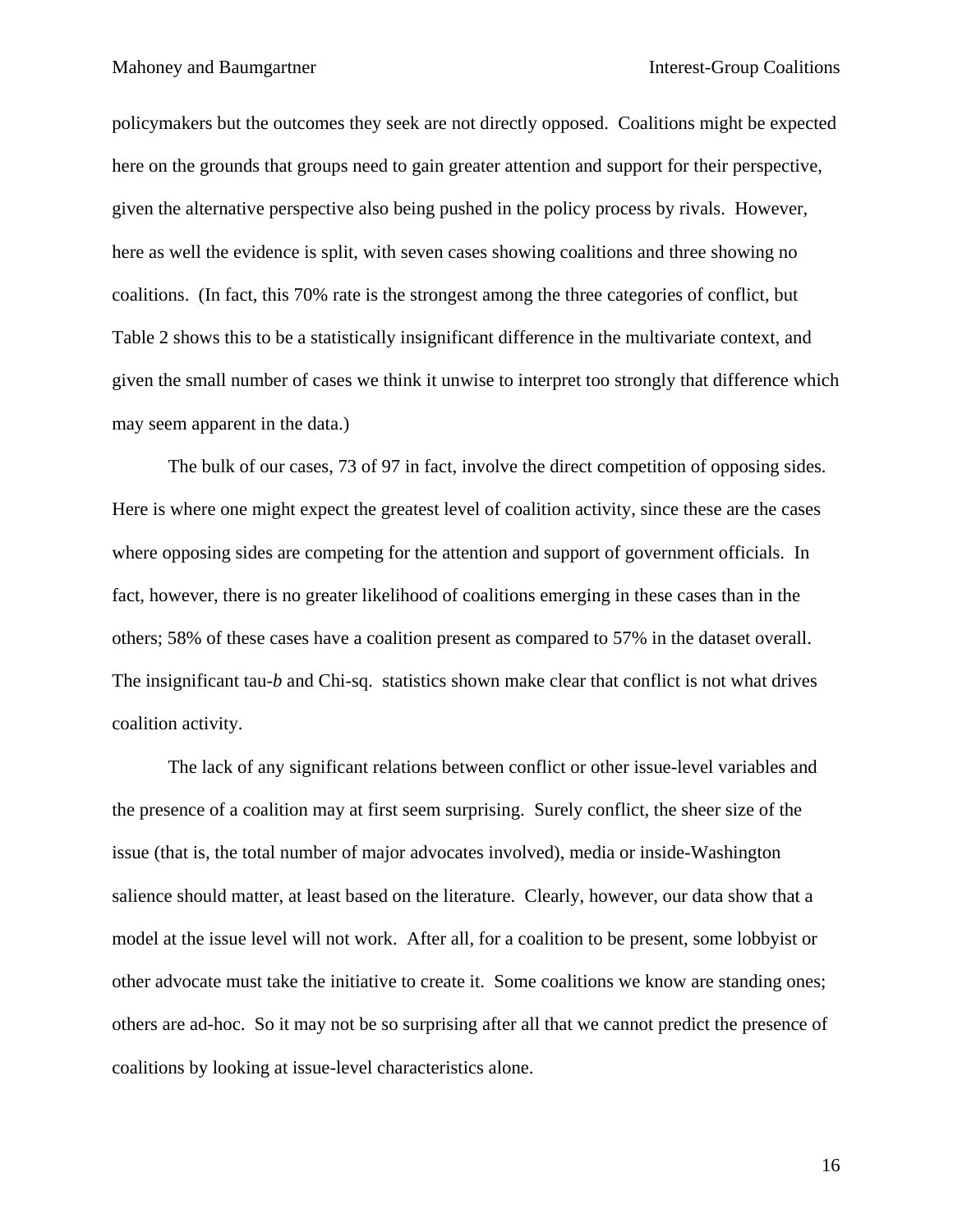policymakers but the outcomes they seek are not directly opposed. Coalitions might be expected here on the grounds that groups need to gain greater attention and support for their perspective, given the alternative perspective also being pushed in the policy process by rivals. However, here as well the evidence is split, with seven cases showing coalitions and three showing no coalitions. (In fact, this 70% rate is the strongest among the three categories of conflict, but Table 2 shows this to be a statistically insignificant difference in the multivariate context, and given the small number of cases we think it unwise to interpret too strongly that difference which may seem apparent in the data.)

The bulk of our cases, 73 of 97 in fact, involve the direct competition of opposing sides. Here is where one might expect the greatest level of coalition activity, since these are the cases where opposing sides are competing for the attention and support of government officials. In fact, however, there is no greater likelihood of coalitions emerging in these cases than in the others; 58% of these cases have a coalition present as compared to 57% in the dataset overall. The insignificant tau-*b* and Chi-sq. statistics shown make clear that conflict is not what drives coalition activity.

The lack of any significant relations between conflict or other issue-level variables and the presence of a coalition may at first seem surprising. Surely conflict, the sheer size of the issue (that is, the total number of major advocates involved), media or inside-Washington salience should matter, at least based on the literature. Clearly, however, our data show that a model at the issue level will not work. After all, for a coalition to be present, some lobbyist or other advocate must take the initiative to create it. Some coalitions we know are standing ones; others are ad-hoc. So it may not be so surprising after all that we cannot predict the presence of coalitions by looking at issue-level characteristics alone.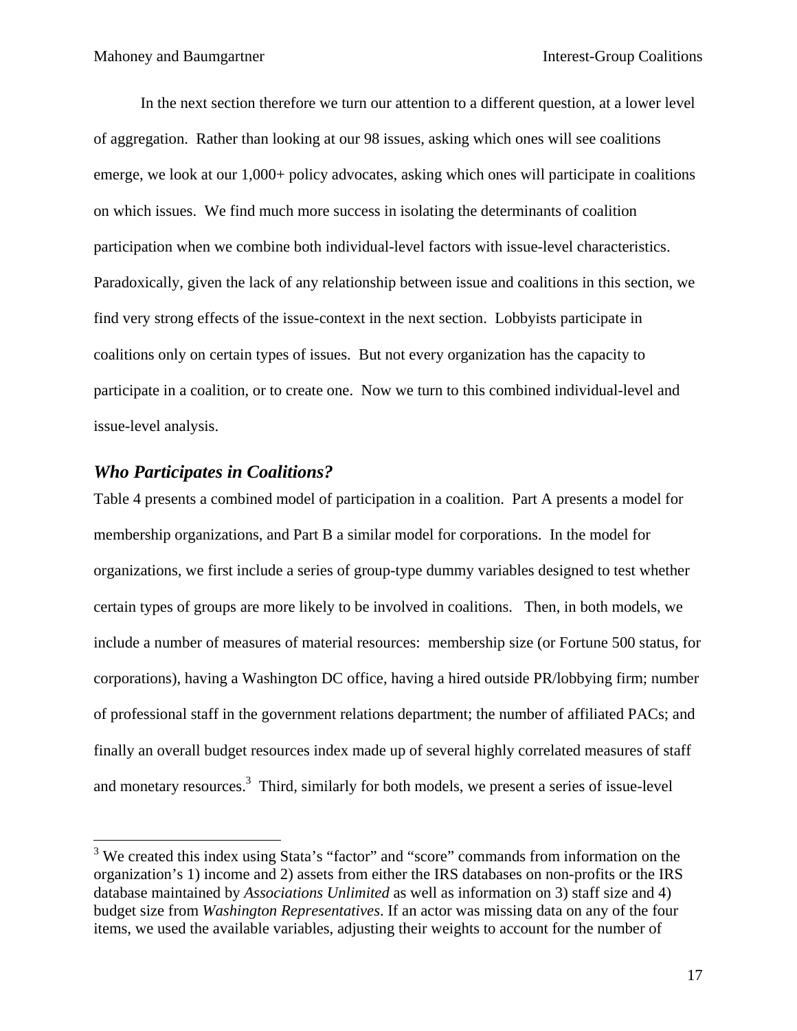In the next section therefore we turn our attention to a different question, at a lower level of aggregation. Rather than looking at our 98 issues, asking which ones will see coalitions emerge, we look at our 1,000+ policy advocates, asking which ones will participate in coalitions on which issues. We find much more success in isolating the determinants of coalition participation when we combine both individual-level factors with issue-level characteristics. Paradoxically, given the lack of any relationship between issue and coalitions in this section, we find very strong effects of the issue-context in the next section. Lobbyists participate in coalitions only on certain types of issues. But not every organization has the capacity to participate in a coalition, or to create one. Now we turn to this combined individual-level and issue-level analysis.

### *Who Participates in Coalitions?*

Table 4 presents a combined model of participation in a coalition. Part A presents a model for membership organizations, and Part B a similar model for corporations. In the model for organizations, we first include a series of group-type dummy variables designed to test whether certain types of groups are more likely to be involved in coalitions. Then, in both models, we include a number of measures of material resources: membership size (or Fortune 500 status, for corporations), having a Washington DC office, having a hired outside PR/lobbying firm; number of professional staff in the government relations department; the number of affiliated PACs; and finally an overall budget resources index made up of several highly correlated measures of staff and monetary resources.[3] Third, similarly for both models, we present a series of issue-level

[3] We created this index using Stata's "factor" and "score" commands from information on the organization's 1) income and 2) assets from either the IRS databases on non-profits or the IRS database maintained by *Associations Unlimited* as well as information on 3) staff size and 4) budget size from *Washington Representatives*. If an actor was missing data on any of the four items, we used the available variables, adjusting their weights to account for the number of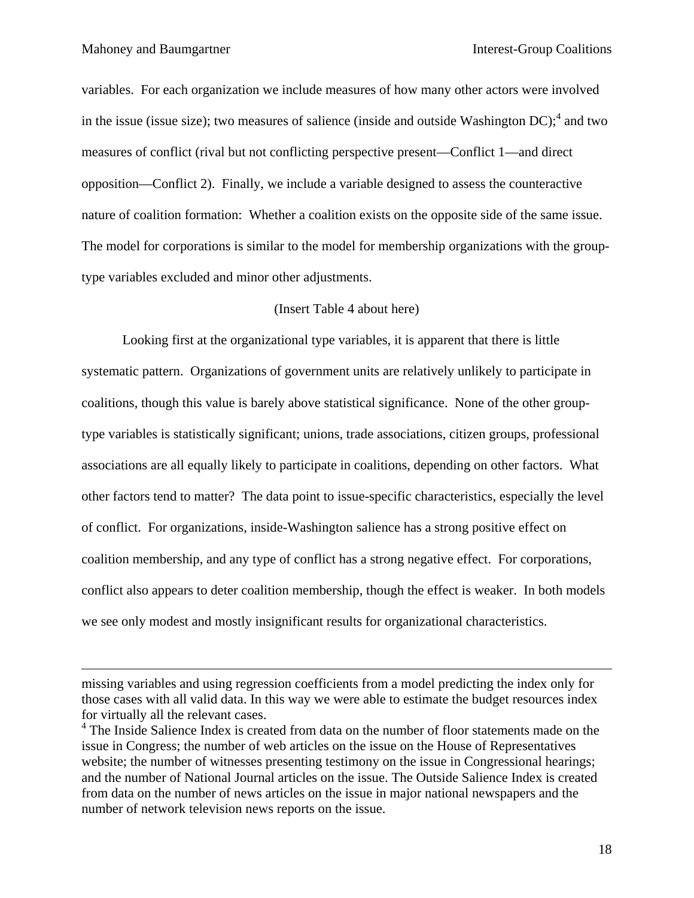variables. For each organization we include measures of how many other actors were involved in the issue (issue size); two measures of salience (inside and outside Washington DC);[4] and two measures of conflict (rival but not conflicting perspective present—Conflict 1—and direct opposition—Conflict 2). Finally, we include a variable designed to assess the counteractive nature of coalition formation: Whether a coalition exists on the opposite side of the same issue. The model for corporations is similar to the model for membership organizations with the group-type variables excluded and minor other adjustments.

(Insert Table 4 about here)

Looking first at the organizational type variables, it is apparent that there is little systematic pattern. Organizations of government units are relatively unlikely to participate in coalitions, though this value is barely above statistical significance. None of the other group-type variables is statistically significant; unions, trade associations, citizen groups, professional associations are all equally likely to participate in coalitions, depending on other factors. What other factors tend to matter? The data point to issue-specific characteristics, especially the level of conflict. For organizations, inside-Washington salience has a strong positive effect on coalition membership, and any type of conflict has a strong negative effect. For corporations, conflict also appears to deter coalition membership, though the effect is weaker. In both models we see only modest and mostly insignificant results for organizational characteristics.

---

missing variables and using regression coefficients from a model predicting the index only for those cases with all valid data. In this way we were able to estimate the budget resources index for virtually all the relevant cases.

[4] The Inside Salience Index is created from data on the number of floor statements made on the issue in Congress; the number of web articles on the issue on the House of Representatives website; the number of witnesses presenting testimony on the issue in Congressional hearings; and the number of National Journal articles on the issue. The Outside Salience Index is created from data on the number of news articles on the issue in major national newspapers and the number of network television news reports on the issue.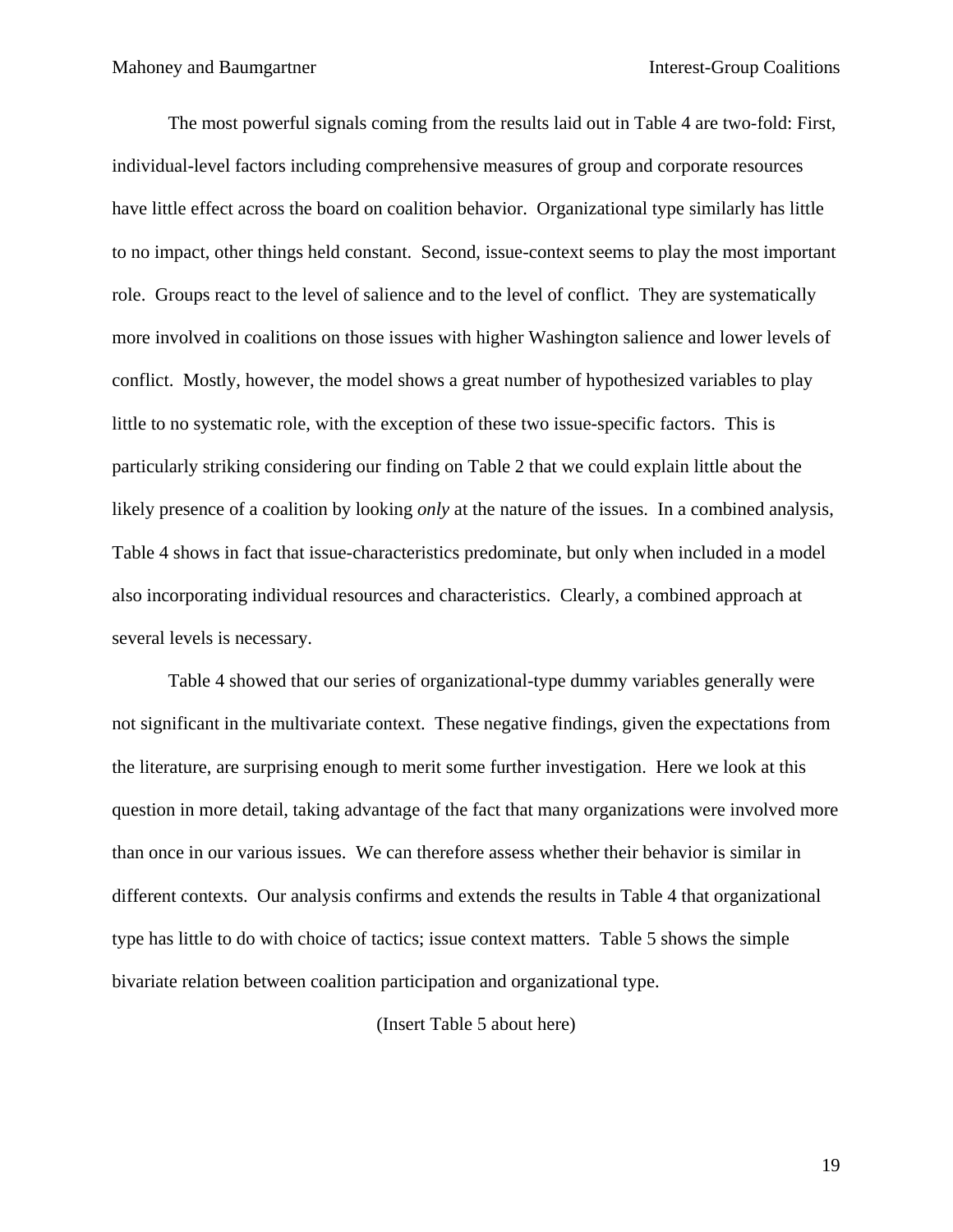The most powerful signals coming from the results laid out in Table 4 are two-fold: First, individual-level factors including comprehensive measures of group and corporate resources have little effect across the board on coalition behavior. Organizational type similarly has little to no impact, other things held constant. Second, issue-context seems to play the most important role. Groups react to the level of salience and to the level of conflict. They are systematically more involved in coalitions on those issues with higher Washington salience and lower levels of conflict. Mostly, however, the model shows a great number of hypothesized variables to play little to no systematic role, with the exception of these two issue-specific factors. This is particularly striking considering our finding on Table 2 that we could explain little about the likely presence of a coalition by looking *only* at the nature of the issues. In a combined analysis, Table 4 shows in fact that issue-characteristics predominate, but only when included in a model also incorporating individual resources and characteristics. Clearly, a combined approach at several levels is necessary.

Table 4 showed that our series of organizational-type dummy variables generally were not significant in the multivariate context. These negative findings, given the expectations from the literature, are surprising enough to merit some further investigation. Here we look at this question in more detail, taking advantage of the fact that many organizations were involved more than once in our various issues. We can therefore assess whether their behavior is similar in different contexts. Our analysis confirms and extends the results in Table 4 that organizational type has little to do with choice of tactics; issue context matters. Table 5 shows the simple bivariate relation between coalition participation and organizational type.

(Insert Table 5 about here)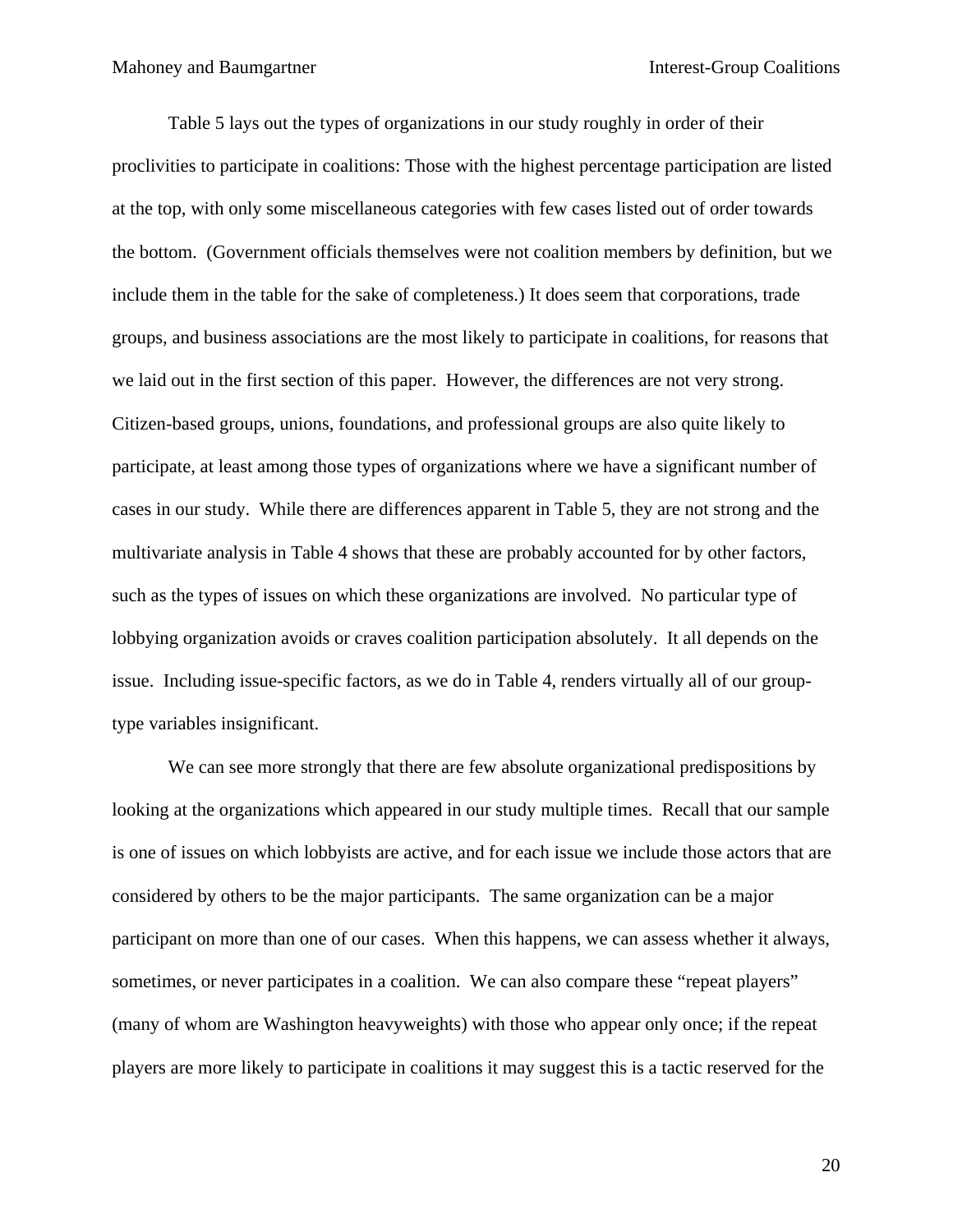Table 5 lays out the types of organizations in our study roughly in order of their proclivities to participate in coalitions: Those with the highest percentage participation are listed at the top, with only some miscellaneous categories with few cases listed out of order towards the bottom. (Government officials themselves were not coalition members by definition, but we include them in the table for the sake of completeness.) It does seem that corporations, trade groups, and business associations are the most likely to participate in coalitions, for reasons that we laid out in the first section of this paper. However, the differences are not very strong. Citizen-based groups, unions, foundations, and professional groups are also quite likely to participate, at least among those types of organizations where we have a significant number of cases in our study. While there are differences apparent in Table 5, they are not strong and the multivariate analysis in Table 4 shows that these are probably accounted for by other factors, such as the types of issues on which these organizations are involved. No particular type of lobbying organization avoids or craves coalition participation absolutely. It all depends on the issue. Including issue-specific factors, as we do in Table 4, renders virtually all of our group-type variables insignificant.

We can see more strongly that there are few absolute organizational predispositions by looking at the organizations which appeared in our study multiple times. Recall that our sample is one of issues on which lobbyists are active, and for each issue we include those actors that are considered by others to be the major participants. The same organization can be a major participant on more than one of our cases. When this happens, we can assess whether it always, sometimes, or never participates in a coalition. We can also compare these "repeat players" (many of whom are Washington heavyweights) with those who appear only once; if the repeat players are more likely to participate in coalitions it may suggest this is a tactic reserved for the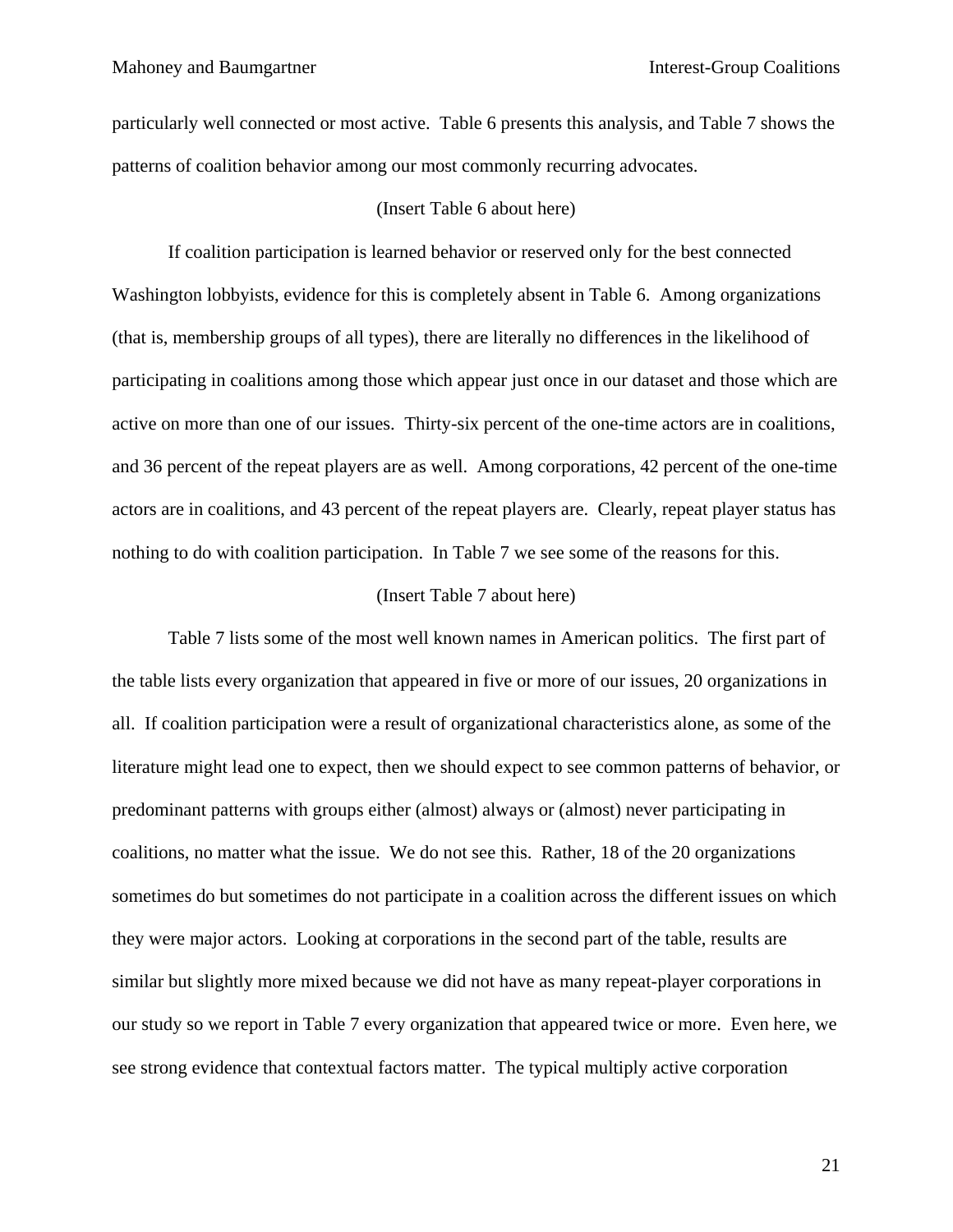particularly well connected or most active. Table 6 presents this analysis, and Table 7 shows the patterns of coalition behavior among our most commonly recurring advocates.

(Insert Table 6 about here)

If coalition participation is learned behavior or reserved only for the best connected Washington lobbyists, evidence for this is completely absent in Table 6. Among organizations (that is, membership groups of all types), there are literally no differences in the likelihood of participating in coalitions among those which appear just once in our dataset and those which are active on more than one of our issues. Thirty-six percent of the one-time actors are in coalitions, and 36 percent of the repeat players are as well. Among corporations, 42 percent of the one-time actors are in coalitions, and 43 percent of the repeat players are. Clearly, repeat player status has nothing to do with coalition participation. In Table 7 we see some of the reasons for this.

(Insert Table 7 about here)

Table 7 lists some of the most well known names in American politics. The first part of the table lists every organization that appeared in five or more of our issues, 20 organizations in all. If coalition participation were a result of organizational characteristics alone, as some of the literature might lead one to expect, then we should expect to see common patterns of behavior, or predominant patterns with groups either (almost) always or (almost) never participating in coalitions, no matter what the issue. We do not see this. Rather, 18 of the 20 organizations sometimes do but sometimes do not participate in a coalition across the different issues on which they were major actors. Looking at corporations in the second part of the table, results are similar but slightly more mixed because we did not have as many repeat-player corporations in our study so we report in Table 7 every organization that appeared twice or more. Even here, we see strong evidence that contextual factors matter. The typical multiply active corporation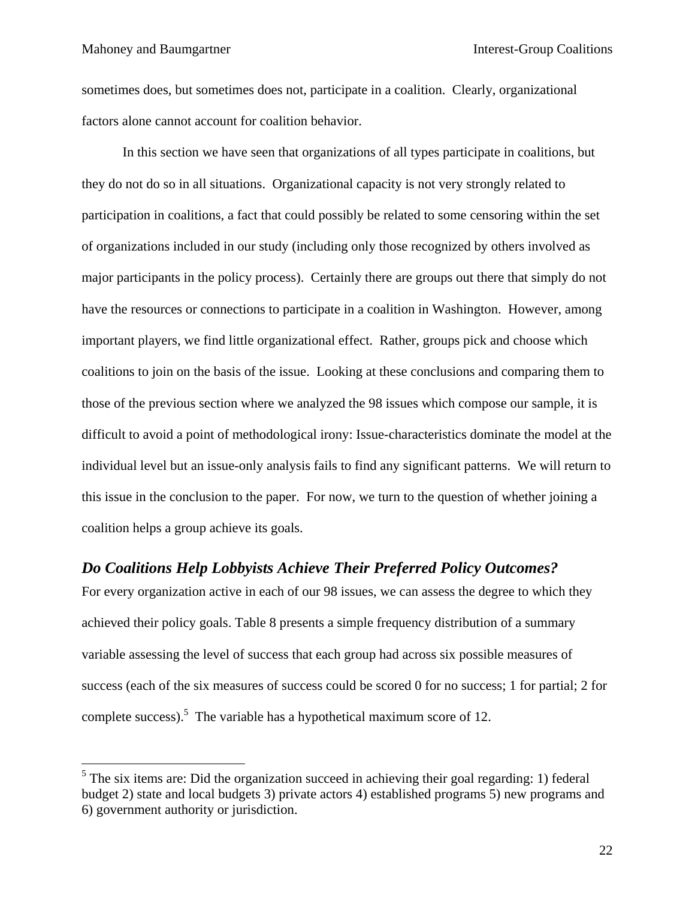sometimes does, but sometimes does not, participate in a coalition. Clearly, organizational factors alone cannot account for coalition behavior.

In this section we have seen that organizations of all types participate in coalitions, but they do not do so in all situations. Organizational capacity is not very strongly related to participation in coalitions, a fact that could possibly be related to some censoring within the set of organizations included in our study (including only those recognized by others involved as major participants in the policy process). Certainly there are groups out there that simply do not have the resources or connections to participate in a coalition in Washington. However, among important players, we find little organizational effect. Rather, groups pick and choose which coalitions to join on the basis of the issue. Looking at these conclusions and comparing them to those of the previous section where we analyzed the 98 issues which compose our sample, it is difficult to avoid a point of methodological irony: Issue-characteristics dominate the model at the individual level but an issue-only analysis fails to find any significant patterns. We will return to this issue in the conclusion to the paper. For now, we turn to the question of whether joining a coalition helps a group achieve its goals.

### *Do Coalitions Help Lobbyists Achieve Their Preferred Policy Outcomes?*

For every organization active in each of our 98 issues, we can assess the degree to which they achieved their policy goals. Table 8 presents a simple frequency distribution of a summary variable assessing the level of success that each group had across six possible measures of success (each of the six measures of success could be scored 0 for no success; 1 for partial; 2 for complete success).[5] The variable has a hypothetical maximum score of 12.

---

[5] The six items are: Did the organization succeed in achieving their goal regarding: 1) federal budget 2) state and local budgets 3) private actors 4) established programs 5) new programs and 6) government authority or jurisdiction.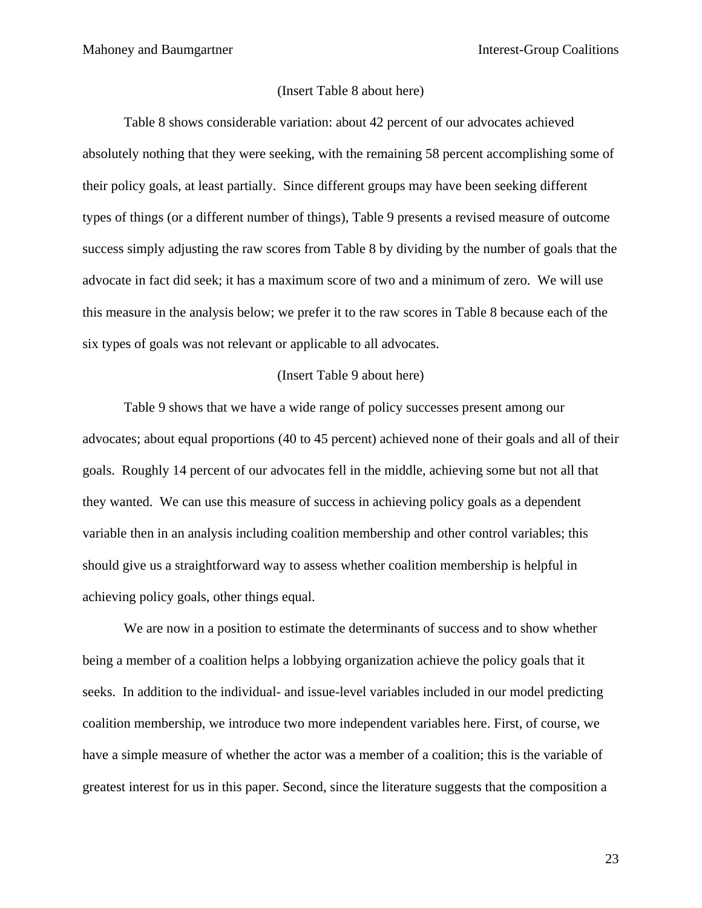(Insert Table 8 about here)

Table 8 shows considerable variation: about 42 percent of our advocates achieved absolutely nothing that they were seeking, with the remaining 58 percent accomplishing some of their policy goals, at least partially. Since different groups may have been seeking different types of things (or a different number of things), Table 9 presents a revised measure of outcome success simply adjusting the raw scores from Table 8 by dividing by the number of goals that the advocate in fact did seek; it has a maximum score of two and a minimum of zero. We will use this measure in the analysis below; we prefer it to the raw scores in Table 8 because each of the six types of goals was not relevant or applicable to all advocates.

(Insert Table 9 about here)

Table 9 shows that we have a wide range of policy successes present among our advocates; about equal proportions (40 to 45 percent) achieved none of their goals and all of their goals. Roughly 14 percent of our advocates fell in the middle, achieving some but not all that they wanted. We can use this measure of success in achieving policy goals as a dependent variable then in an analysis including coalition membership and other control variables; this should give us a straightforward way to assess whether coalition membership is helpful in achieving policy goals, other things equal.

We are now in a position to estimate the determinants of success and to show whether being a member of a coalition helps a lobbying organization achieve the policy goals that it seeks. In addition to the individual- and issue-level variables included in our model predicting coalition membership, we introduce two more independent variables here. First, of course, we have a simple measure of whether the actor was a member of a coalition; this is the variable of greatest interest for us in this paper. Second, since the literature suggests that the composition a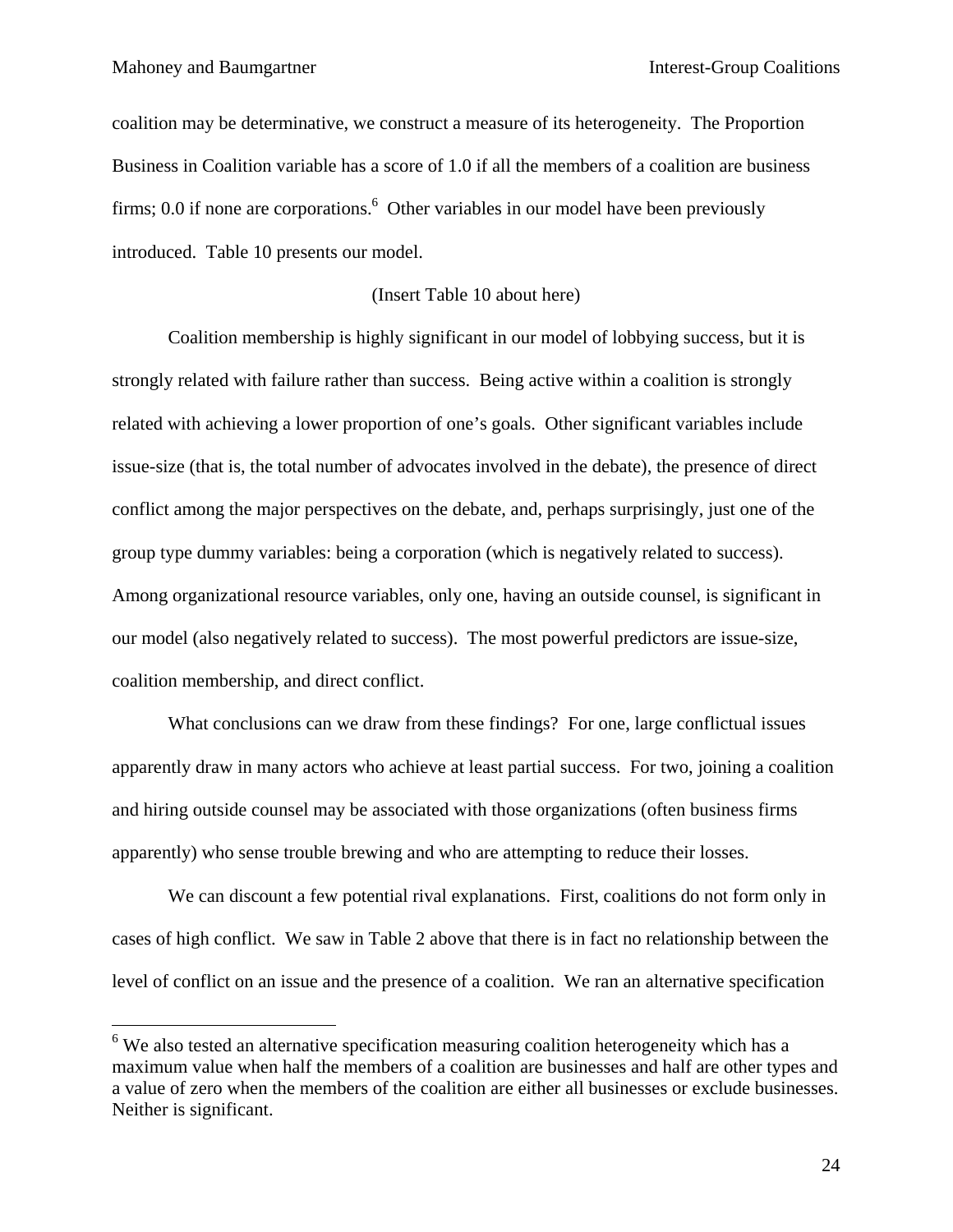coalition may be determinative, we construct a measure of its heterogeneity. The Proportion Business in Coalition variable has a score of 1.0 if all the members of a coalition are business firms; 0.0 if none are corporations.[6] Other variables in our model have been previously introduced. Table 10 presents our model.

(Insert Table 10 about here)

Coalition membership is highly significant in our model of lobbying success, but it is strongly related with failure rather than success. Being active within a coalition is strongly related with achieving a lower proportion of one's goals. Other significant variables include issue-size (that is, the total number of advocates involved in the debate), the presence of direct conflict among the major perspectives on the debate, and, perhaps surprisingly, just one of the group type dummy variables: being a corporation (which is negatively related to success). Among organizational resource variables, only one, having an outside counsel, is significant in our model (also negatively related to success). The most powerful predictors are issue-size, coalition membership, and direct conflict.

What conclusions can we draw from these findings? For one, large conflictual issues apparently draw in many actors who achieve at least partial success. For two, joining a coalition and hiring outside counsel may be associated with those organizations (often business firms apparently) who sense trouble brewing and who are attempting to reduce their losses.

We can discount a few potential rival explanations. First, coalitions do not form only in cases of high conflict. We saw in Table 2 above that there is in fact no relationship between the level of conflict on an issue and the presence of a coalition. We ran an alternative specification

---

[6] We also tested an alternative specification measuring coalition heterogeneity which has a maximum value when half the members of a coalition are businesses and half are other types and a value of zero when the members of the coalition are either all businesses or exclude businesses. Neither is significant.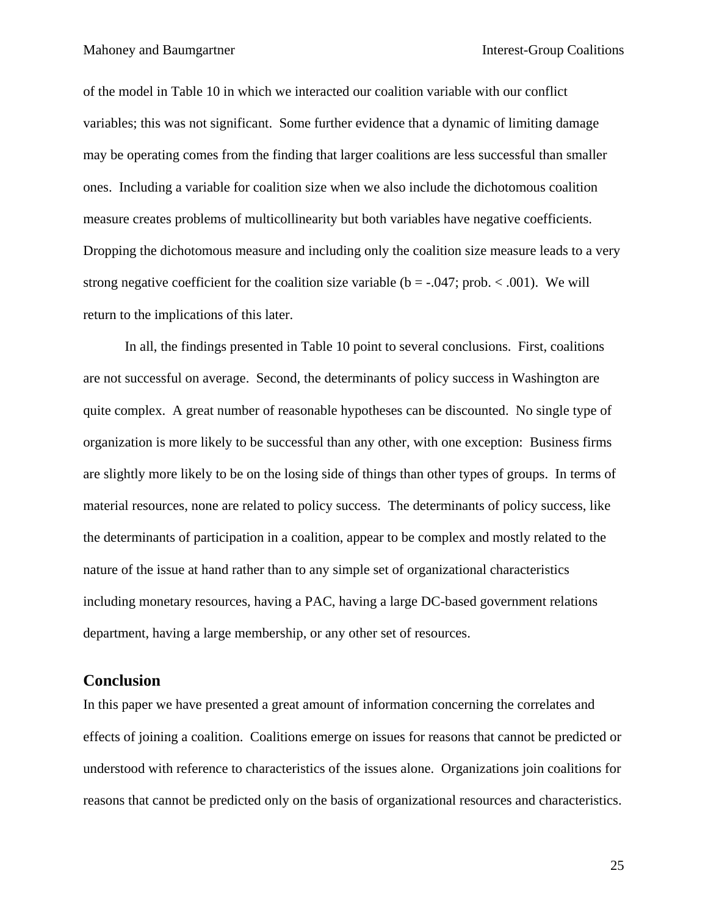of the model in Table 10 in which we interacted our coalition variable with our conflict variables; this was not significant. Some further evidence that a dynamic of limiting damage may be operating comes from the finding that larger coalitions are less successful than smaller ones. Including a variable for coalition size when we also include the dichotomous coalition measure creates problems of multicollinearity but both variables have negative coefficients. Dropping the dichotomous measure and including only the coalition size measure leads to a very strong negative coefficient for the coalition size variable ($b = -.047$; prob. $< .001$). We will return to the implications of this later.

In all, the findings presented in Table 10 point to several conclusions. First, coalitions are not successful on average. Second, the determinants of policy success in Washington are quite complex. A great number of reasonable hypotheses can be discounted. No single type of organization is more likely to be successful than any other, with one exception: Business firms are slightly more likely to be on the losing side of things than other types of groups. In terms of material resources, none are related to policy success. The determinants of policy success, like the determinants of participation in a coalition, appear to be complex and mostly related to the nature of the issue at hand rather than to any simple set of organizational characteristics including monetary resources, having a PAC, having a large DC-based government relations department, having a large membership, or any other set of resources.

## Conclusion

In this paper we have presented a great amount of information concerning the correlates and effects of joining a coalition. Coalitions emerge on issues for reasons that cannot be predicted or understood with reference to characteristics of the issues alone. Organizations join coalitions for reasons that cannot be predicted only on the basis of organizational resources and characteristics.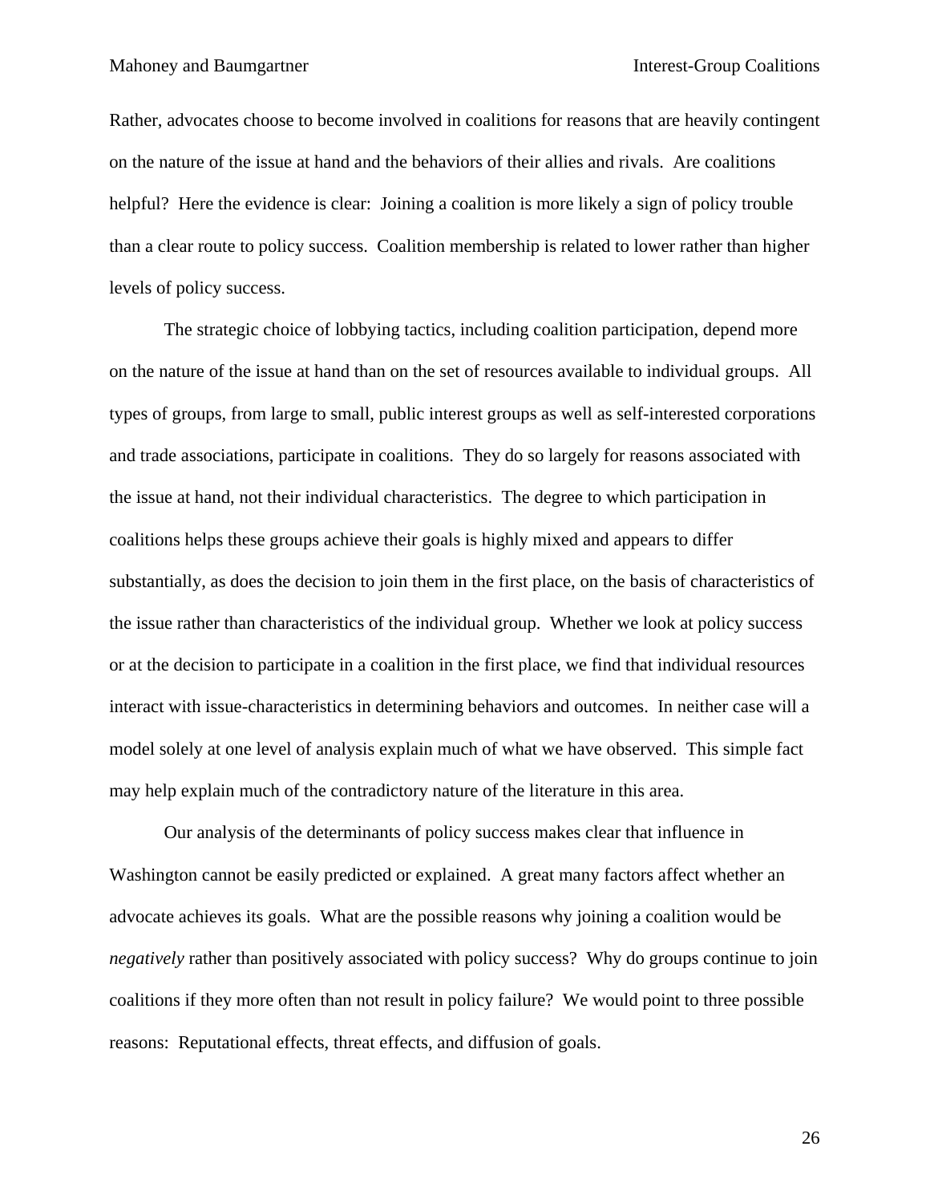Rather, advocates choose to become involved in coalitions for reasons that are heavily contingent on the nature of the issue at hand and the behaviors of their allies and rivals. Are coalitions helpful? Here the evidence is clear: Joining a coalition is more likely a sign of policy trouble than a clear route to policy success. Coalition membership is related to lower rather than higher levels of policy success.

The strategic choice of lobbying tactics, including coalition participation, depend more on the nature of the issue at hand than on the set of resources available to individual groups. All types of groups, from large to small, public interest groups as well as self-interested corporations and trade associations, participate in coalitions. They do so largely for reasons associated with the issue at hand, not their individual characteristics. The degree to which participation in coalitions helps these groups achieve their goals is highly mixed and appears to differ substantially, as does the decision to join them in the first place, on the basis of characteristics of the issue rather than characteristics of the individual group. Whether we look at policy success or at the decision to participate in a coalition in the first place, we find that individual resources interact with issue-characteristics in determining behaviors and outcomes. In neither case will a model solely at one level of analysis explain much of what we have observed. This simple fact may help explain much of the contradictory nature of the literature in this area.

Our analysis of the determinants of policy success makes clear that influence in Washington cannot be easily predicted or explained. A great many factors affect whether an advocate achieves its goals. What are the possible reasons why joining a coalition would be *negatively* rather than positively associated with policy success? Why do groups continue to join coalitions if they more often than not result in policy failure? We would point to three possible reasons: Reputational effects, threat effects, and diffusion of goals.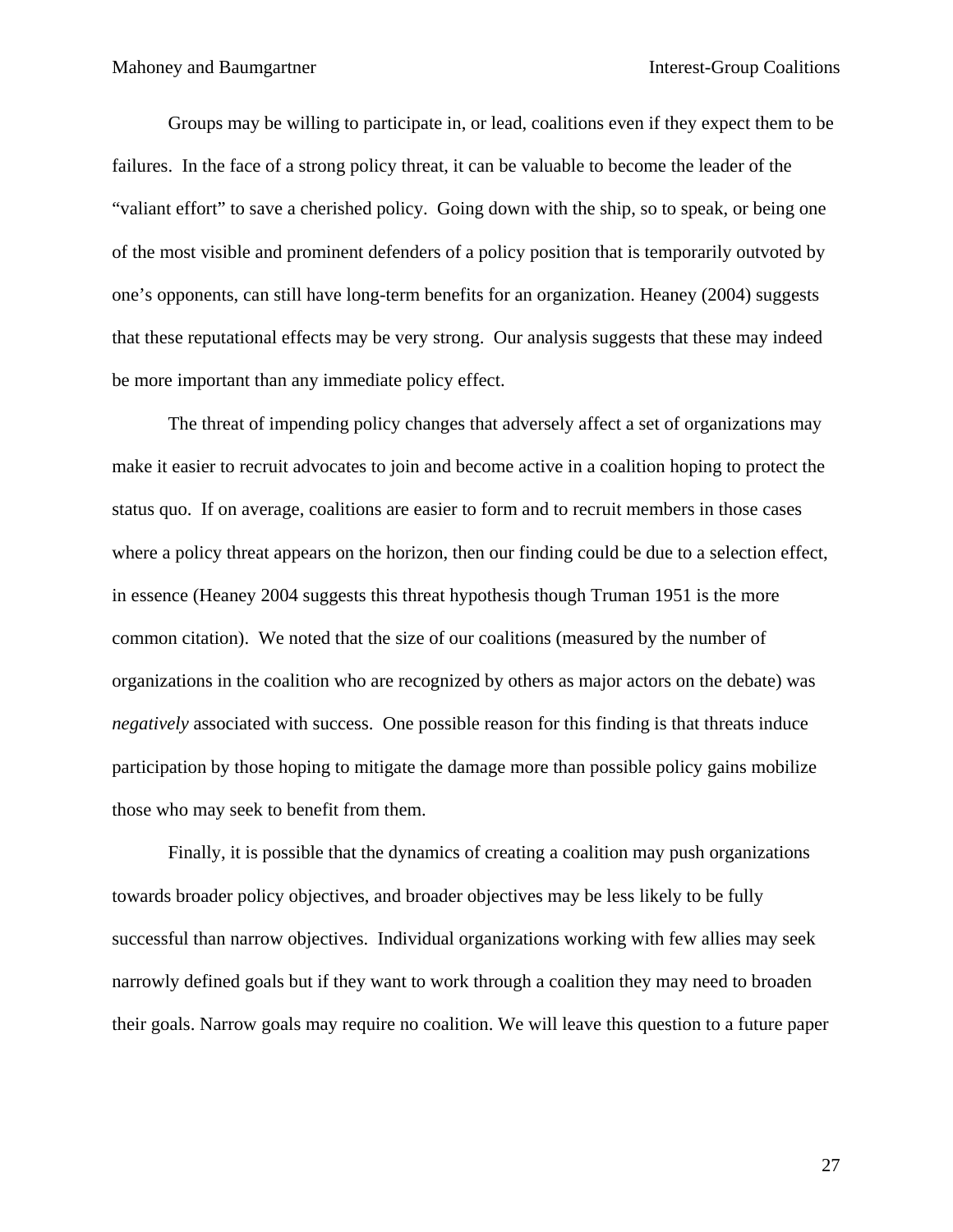Groups may be willing to participate in, or lead, coalitions even if they expect them to be failures. In the face of a strong policy threat, it can be valuable to become the leader of the "valiant effort" to save a cherished policy. Going down with the ship, so to speak, or being one of the most visible and prominent defenders of a policy position that is temporarily outvoted by one's opponents, can still have long-term benefits for an organization. Heaney (2004) suggests that these reputational effects may be very strong. Our analysis suggests that these may indeed be more important than any immediate policy effect.

The threat of impending policy changes that adversely affect a set of organizations may make it easier to recruit advocates to join and become active in a coalition hoping to protect the status quo. If on average, coalitions are easier to form and to recruit members in those cases where a policy threat appears on the horizon, then our finding could be due to a selection effect, in essence (Heaney 2004 suggests this threat hypothesis though Truman 1951 is the more common citation). We noted that the size of our coalitions (measured by the number of organizations in the coalition who are recognized by others as major actors on the debate) was *negatively* associated with success. One possible reason for this finding is that threats induce participation by those hoping to mitigate the damage more than possible policy gains mobilize those who may seek to benefit from them.

Finally, it is possible that the dynamics of creating a coalition may push organizations towards broader policy objectives, and broader objectives may be less likely to be fully successful than narrow objectives. Individual organizations working with few allies may seek narrowly defined goals but if they want to work through a coalition they may need to broaden their goals. Narrow goals may require no coalition. We will leave this question to a future paper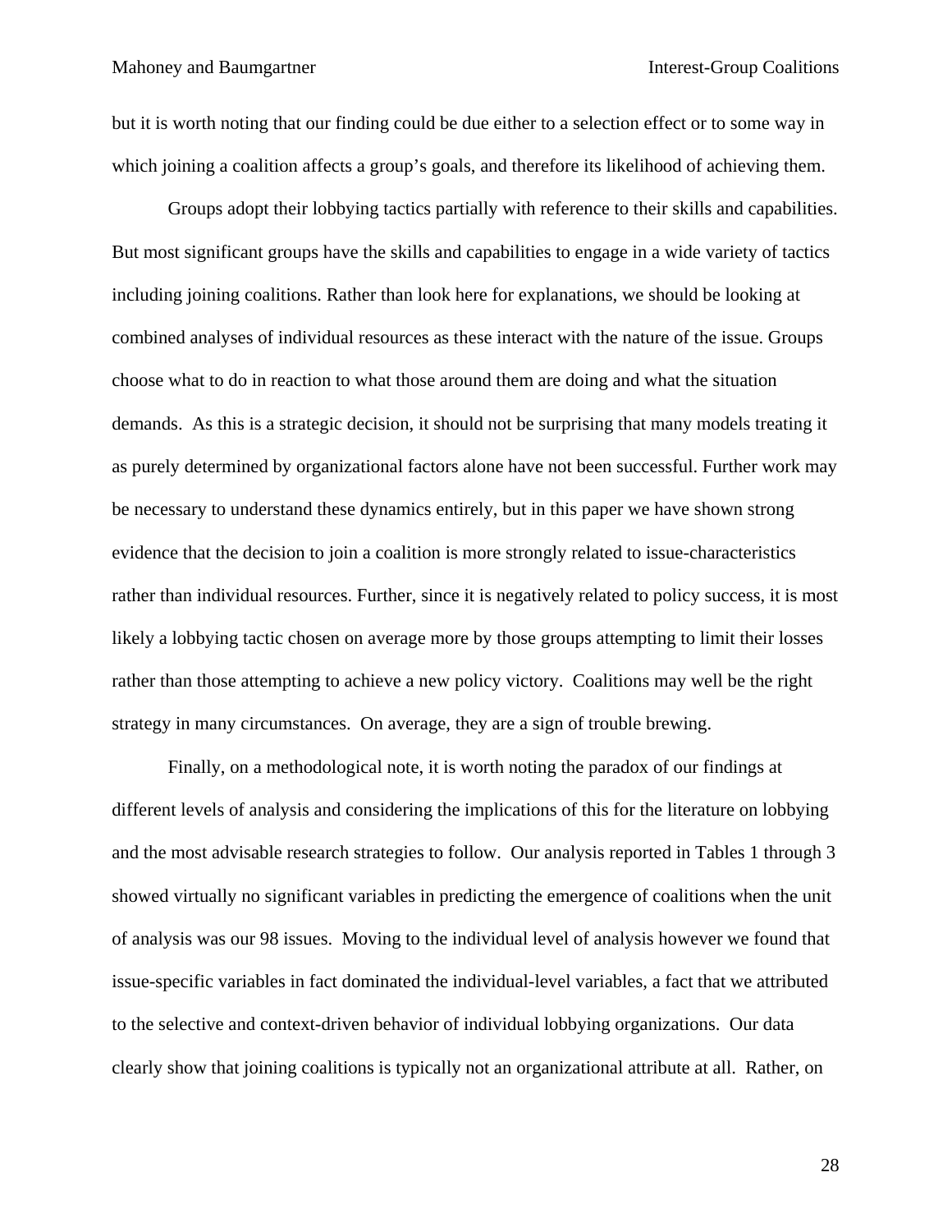but it is worth noting that our finding could be due either to a selection effect or to some way in which joining a coalition affects a group's goals, and therefore its likelihood of achieving them.

Groups adopt their lobbying tactics partially with reference to their skills and capabilities. But most significant groups have the skills and capabilities to engage in a wide variety of tactics including joining coalitions. Rather than look here for explanations, we should be looking at combined analyses of individual resources as these interact with the nature of the issue. Groups choose what to do in reaction to what those around them are doing and what the situation demands. As this is a strategic decision, it should not be surprising that many models treating it as purely determined by organizational factors alone have not been successful. Further work may be necessary to understand these dynamics entirely, but in this paper we have shown strong evidence that the decision to join a coalition is more strongly related to issue-characteristics rather than individual resources. Further, since it is negatively related to policy success, it is most likely a lobbying tactic chosen on average more by those groups attempting to limit their losses rather than those attempting to achieve a new policy victory. Coalitions may well be the right strategy in many circumstances. On average, they are a sign of trouble brewing.

Finally, on a methodological note, it is worth noting the paradox of our findings at different levels of analysis and considering the implications of this for the literature on lobbying and the most advisable research strategies to follow. Our analysis reported in Tables 1 through 3 showed virtually no significant variables in predicting the emergence of coalitions when the unit of analysis was our 98 issues. Moving to the individual level of analysis however we found that issue-specific variables in fact dominated the individual-level variables, a fact that we attributed to the selective and context-driven behavior of individual lobbying organizations. Our data clearly show that joining coalitions is typically not an organizational attribute at all. Rather, on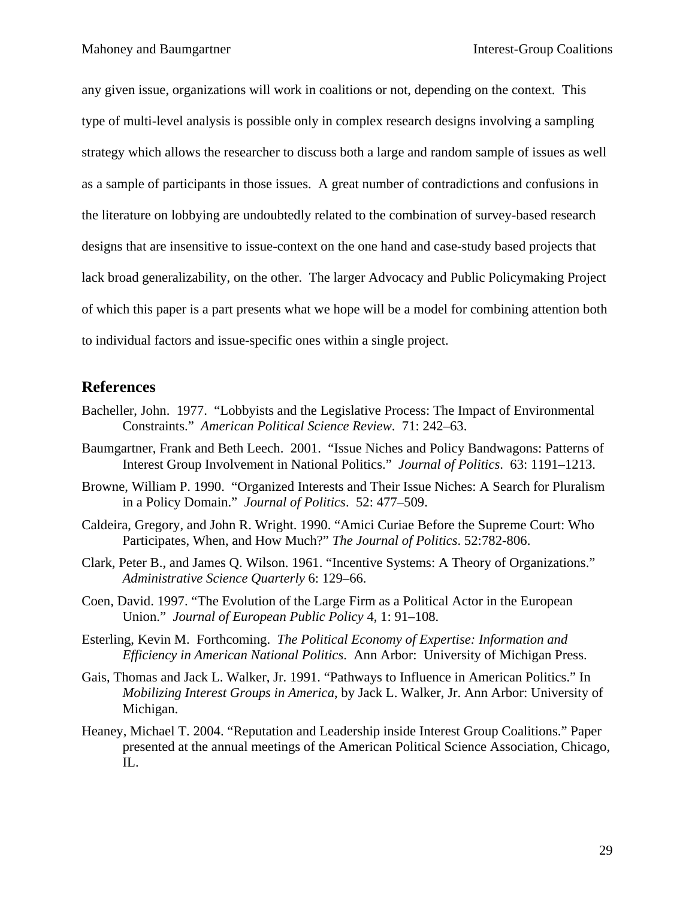any given issue, organizations will work in coalitions or not, depending on the context. This type of multi-level analysis is possible only in complex research designs involving a sampling strategy which allows the researcher to discuss both a large and random sample of issues as well as a sample of participants in those issues. A great number of contradictions and confusions in the literature on lobbying are undoubtedly related to the combination of survey-based research designs that are insensitive to issue-context on the one hand and case-study based projects that lack broad generalizability, on the other. The larger Advocacy and Public Policymaking Project of which this paper is a part presents what we hope will be a model for combining attention both to individual factors and issue-specific ones within a single project.

## References

Bacheller, John. 1977. "Lobbyists and the Legislative Process: The Impact of Environmental Constraints." *American Political Science Review*. 71: 242–63.

Baumgartner, Frank and Beth Leech. 2001. "Issue Niches and Policy Bandwagons: Patterns of Interest Group Involvement in National Politics." *Journal of Politics*. 63: 1191–1213.

Browne, William P. 1990. "Organized Interests and Their Issue Niches: A Search for Pluralism in a Policy Domain." *Journal of Politics*. 52: 477–509.

Caldeira, Gregory, and John R. Wright. 1990. "Amici Curiae Before the Supreme Court: Who Participates, When, and How Much?" *The Journal of Politics*. 52:782-806.

Clark, Peter B., and James Q. Wilson. 1961. "Incentive Systems: A Theory of Organizations." *Administrative Science Quarterly* 6: 129–66.

Coen, David. 1997. "The Evolution of the Large Firm as a Political Actor in the European Union." *Journal of European Public Policy* 4, 1: 91–108.

Esterling, Kevin M. Forthcoming. *The Political Economy of Expertise: Information and Efficiency in American National Politics*. Ann Arbor: University of Michigan Press.

Gais, Thomas and Jack L. Walker, Jr. 1991. "Pathways to Influence in American Politics." In *Mobilizing Interest Groups in America*, by Jack L. Walker, Jr. Ann Arbor: University of Michigan.

Heaney, Michael T. 2004. "Reputation and Leadership inside Interest Group Coalitions." Paper presented at the annual meetings of the American Political Science Association, Chicago, IL.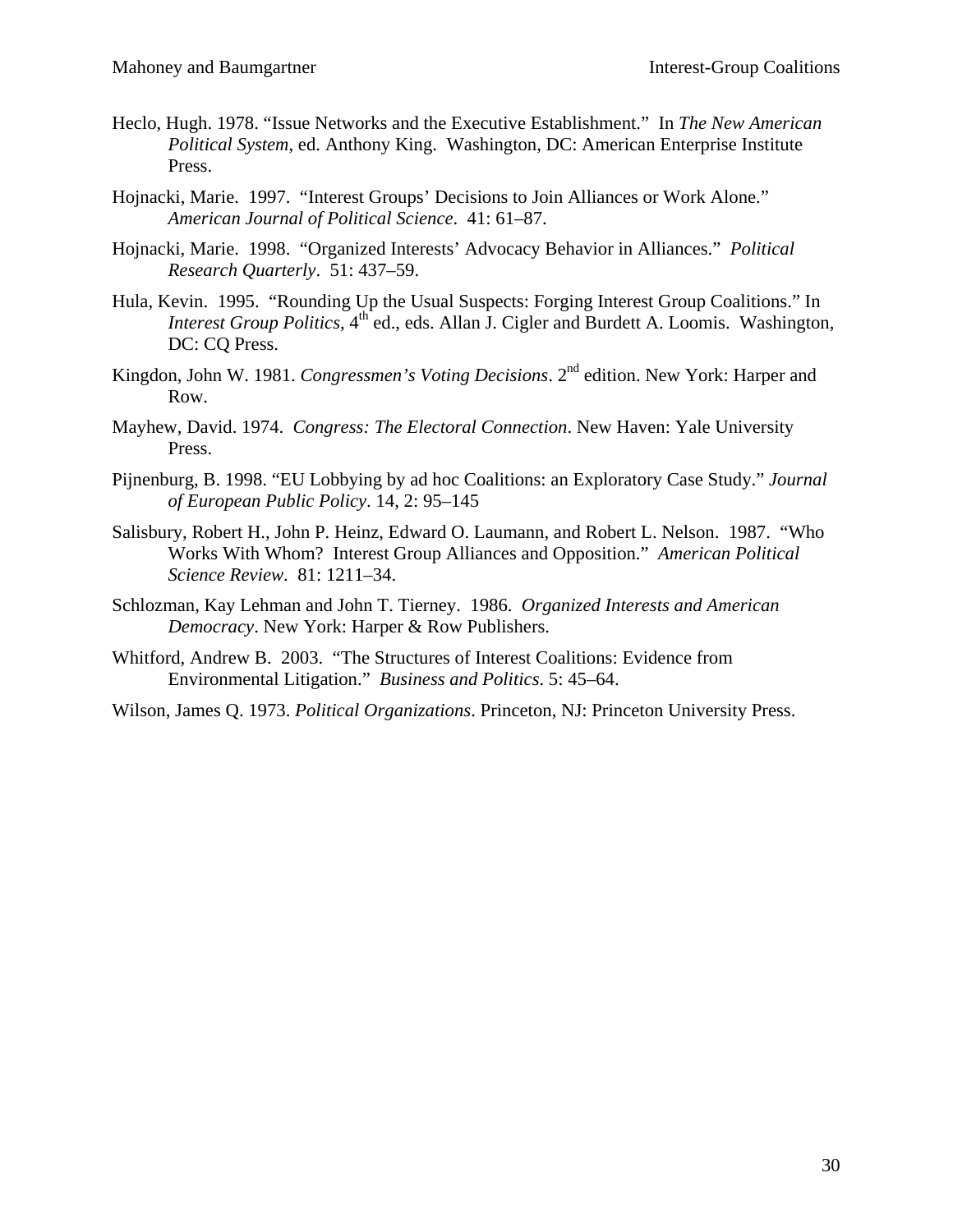Heclo, Hugh. 1978. "Issue Networks and the Executive Establishment." In *The New American Political System*, ed. Anthony King. Washington, DC: American Enterprise Institute Press.

Hojnacki, Marie. 1997. "Interest Groups' Decisions to Join Alliances or Work Alone." *American Journal of Political Science*. 41: 61–87.

Hojnacki, Marie. 1998. "Organized Interests' Advocacy Behavior in Alliances." *Political Research Quarterly*. 51: 437–59.

Hula, Kevin. 1995. "Rounding Up the Usual Suspects: Forging Interest Group Coalitions." In *Interest Group Politics*, 4th ed., eds. Allan J. Cigler and Burdett A. Loomis. Washington, DC: CQ Press.

Kingdon, John W. 1981. *Congressmen's Voting Decisions*. 2nd edition. New York: Harper and Row.

Mayhew, David. 1974. *Congress: The Electoral Connection*. New Haven: Yale University Press.

Pijnenburg, B. 1998. "EU Lobbying by ad hoc Coalitions: an Exploratory Case Study." *Journal of European Public Policy*. 14, 2: 95–145

Salisbury, Robert H., John P. Heinz, Edward O. Laumann, and Robert L. Nelson. 1987. "Who Works With Whom? Interest Group Alliances and Opposition." *American Political Science Review*. 81: 1211–34.

Schlozman, Kay Lehman and John T. Tierney. 1986. *Organized Interests and American Democracy*. New York: Harper & Row Publishers.

Whitford, Andrew B. 2003. "The Structures of Interest Coalitions: Evidence from Environmental Litigation." *Business and Politics*. 5: 45–64.

Wilson, James Q. 1973. *Political Organizations*. Princeton, NJ: Princeton University Press.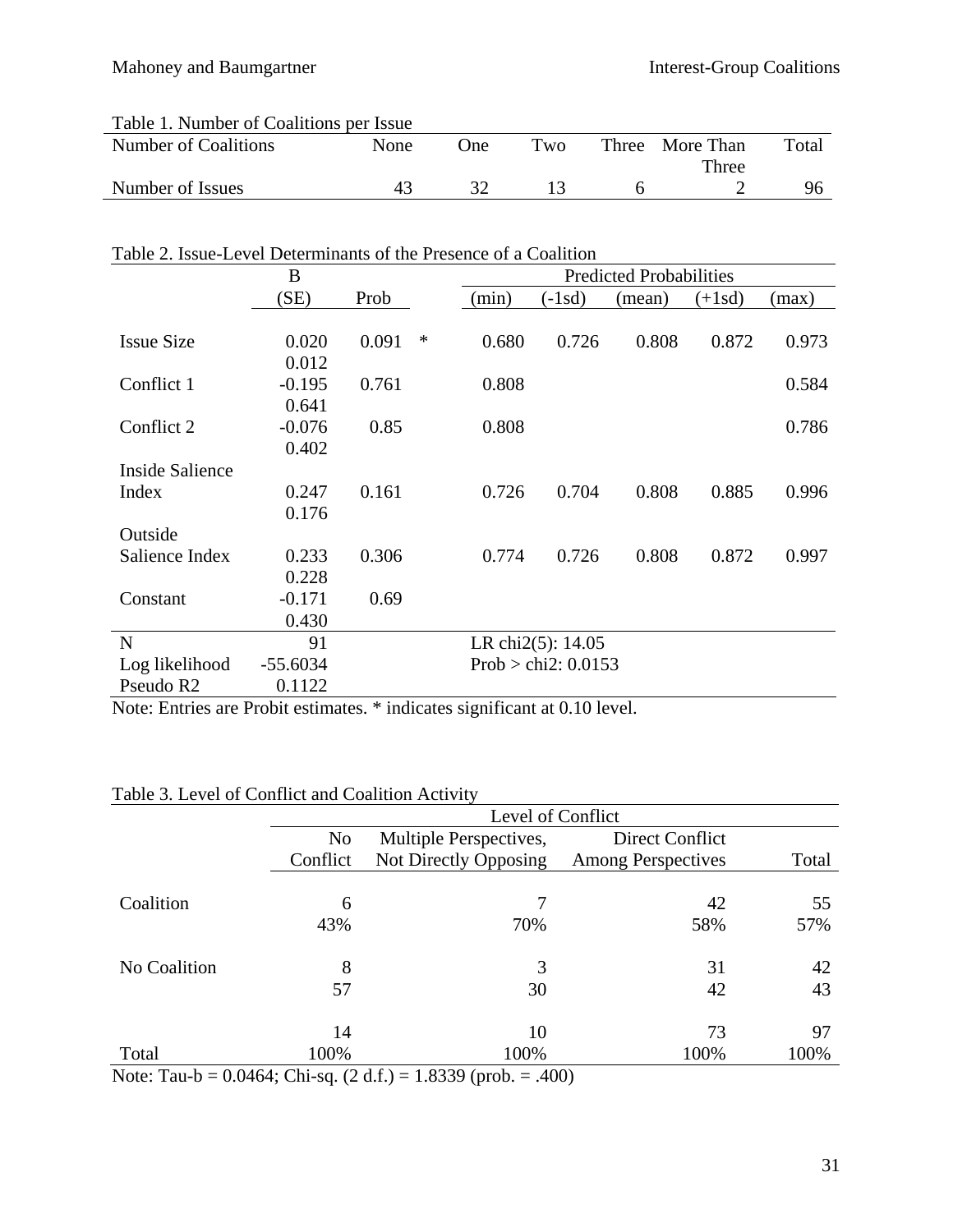Table 1. Number of Coalitions per Issue

| Number of Coalitions | None | One | Two | Three | More Than Three | Total |
|---|---|---|---|---|---|---|
| Number of Issues | 43 | 32 | 13 | 6 | 2 | 96 |

Table 2. Issue-Level Determinants of the Presence of a Coalition

| | B | | | Predicted Probabilities | | | | |
|---|---|---|---|---|---|---|---|---|
| | (SE) | Prob | | (min) | (-1sd) | (mean) | (+1sd) | (max) |
| Issue Size | 0.020 | 0.091 | * | 0.680 | 0.726 | 0.808 | 0.872 | 0.973 |
| | 0.012 | | | | | | | |
| Conflict 1 | -0.195 | 0.761 | | 0.808 | | | | 0.584 |
| | 0.641 | | | | | | | |
| Conflict 2 | -0.076 | 0.85 | | 0.808 | | | | 0.786 |
| | 0.402 | | | | | | | |
| Inside Salience Index | 0.247 | 0.161 | | 0.726 | 0.704 | 0.808 | 0.885 | 0.996 |
| | 0.176 | | | | | | | |
| Outside Salience Index | 0.233 | 0.306 | | 0.774 | 0.726 | 0.808 | 0.872 | 0.997 |
| | 0.228 | | | | | | | |
| Constant | -0.171 | 0.69 | | | | | | |
| | 0.430 | | | | | | | |
| N | 91 | | | LR chi2(5): 14.05 | | | | |
| Log likelihood | -55.6034 | | | Prob > chi2: 0.0153 | | | | |
| Pseudo R2 | 0.1122 | | | | | | | |

Note: Entries are Probit estimates. * indicates significant at 0.10 level.

Table 3. Level of Conflict and Coalition Activity

| | Level of Conflict | | | |
|---|---|---|---|---|
| | No Conflict | Multiple Perspectives, Not Directly Opposing | Direct Conflict Among Perspectives | Total |
| Coalition | 6 | 7 | 42 | 55 |
| | 43% | 70% | 58% | 57% |
| No Coalition | 8 | 3 | 31 | 42 |
| | 57 | 30 | 42 | 43 |
| | 14 | 10 | 73 | 97 |
| Total | 100% | 100% | 100% | 100% |

Note: Tau-b = 0.0464; Chi-sq. (2 d.f.) = 1.8339 (prob. = .400)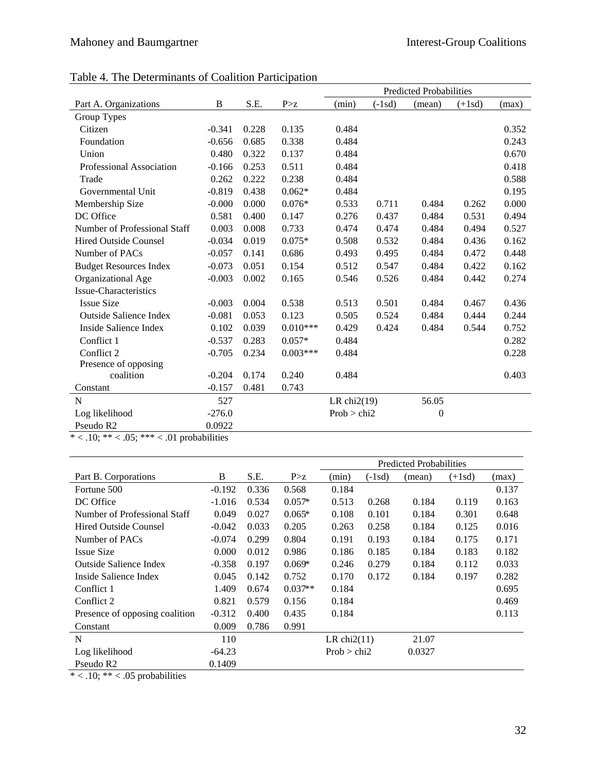Table 4. The Determinants of Coalition Participation

| | | | | Predicted Probabilities | | | | |
|---|---|---|---|---|---|---|---|---|
| Part A. Organizations | B | S.E. | P>z | (min) | (-1sd) | (mean) | (+1sd) | (max) |
| Group Types | | | | | | | | |
| Citizen | -0.341 | 0.228 | 0.135 | 0.484 | | | | 0.352 |
| Foundation | -0.656 | 0.685 | 0.338 | 0.484 | | | | 0.243 |
| Union | 0.480 | 0.322 | 0.137 | 0.484 | | | | 0.670 |
| Professional Association | -0.166 | 0.253 | 0.511 | 0.484 | | | | 0.418 |
| Trade | 0.262 | 0.222 | 0.238 | 0.484 | | | | 0.588 |
| Governmental Unit | -0.819 | 0.438 | 0.062* | 0.484 | | | | 0.195 |
| Membership Size | -0.000 | 0.000 | 0.076* | 0.533 | 0.711 | 0.484 | 0.262 | 0.000 |
| DC Office | 0.581 | 0.400 | 0.147 | 0.276 | 0.437 | 0.484 | 0.531 | 0.494 |
| Number of Professional Staff | 0.003 | 0.008 | 0.733 | 0.474 | 0.474 | 0.484 | 0.494 | 0.527 |
| Hired Outside Counsel | -0.034 | 0.019 | 0.075* | 0.508 | 0.532 | 0.484 | 0.436 | 0.162 |
| Number of PACs | -0.057 | 0.141 | 0.686 | 0.493 | 0.495 | 0.484 | 0.472 | 0.448 |
| Budget Resources Index | -0.073 | 0.051 | 0.154 | 0.512 | 0.547 | 0.484 | 0.422 | 0.162 |
| Organizational Age | -0.003 | 0.002 | 0.165 | 0.546 | 0.526 | 0.484 | 0.442 | 0.274 |
| Issue-Characteristics | | | | | | | | |
| Issue Size | -0.003 | 0.004 | 0.538 | 0.513 | 0.501 | 0.484 | 0.467 | 0.436 |
| Outside Salience Index | -0.081 | 0.053 | 0.123 | 0.505 | 0.524 | 0.484 | 0.444 | 0.244 |
| Inside Salience Index | 0.102 | 0.039 | 0.010*** | 0.429 | 0.424 | 0.484 | 0.544 | 0.752 |
| Conflict 1 | -0.537 | 0.283 | 0.057* | 0.484 | | | | 0.282 |
| Conflict 2 | -0.705 | 0.234 | 0.003*** | 0.484 | | | | 0.228 |
| Presence of opposing coalition | -0.204 | 0.174 | 0.240 | 0.484 | | | | 0.403 |
| Constant | -0.157 | 0.481 | 0.743 | | | | | |
| N | 527 | | | LR chi2(19) | | 56.05 | | |
| Log likelihood | -276.0 | | | Prob > chi2 | | 0 | | |
| Pseudo R2 | 0.0922 | | | | | | | |

* < .10; ** < .05; *** < .01 probabilities

| | | | | Predicted Probabilities | | | | |
|---|---|---|---|---|---|---|---|---|
| Part B. Corporations | B | S.E. | P>z | (min) | (-1sd) | (mean) | (+1sd) | (max) |
| Fortune 500 | -0.192 | 0.336 | 0.568 | 0.184 | | | | 0.137 |
| DC Office | -1.016 | 0.534 | 0.057* | 0.513 | 0.268 | 0.184 | 0.119 | 0.163 |
| Number of Professional Staff | 0.049 | 0.027 | 0.065* | 0.108 | 0.101 | 0.184 | 0.301 | 0.648 |
| Hired Outside Counsel | -0.042 | 0.033 | 0.205 | 0.263 | 0.258 | 0.184 | 0.125 | 0.016 |
| Number of PACs | -0.074 | 0.299 | 0.804 | 0.191 | 0.193 | 0.184 | 0.175 | 0.171 |
| Issue Size | 0.000 | 0.012 | 0.986 | 0.186 | 0.185 | 0.184 | 0.183 | 0.182 |
| Outside Salience Index | -0.358 | 0.197 | 0.069* | 0.246 | 0.279 | 0.184 | 0.112 | 0.033 |
| Inside Salience Index | 0.045 | 0.142 | 0.752 | 0.170 | 0.172 | 0.184 | 0.197 | 0.282 |
| Conflict 1 | 1.409 | 0.674 | 0.037** | 0.184 | | | | 0.695 |
| Conflict 2 | 0.821 | 0.579 | 0.156 | 0.184 | | | | 0.469 |
| Presence of opposing coalition | -0.312 | 0.400 | 0.435 | 0.184 | | | | 0.113 |
| Constant | 0.009 | 0.786 | 0.991 | | | | | |
| N | 110 | | | LR chi2(11) | | 21.07 | | |
| Log likelihood | -64.23 | | | Prob > chi2 | | 0.0327 | | |
| Pseudo R2 | 0.1409 | | | | | | | |

* < .10; ** < .05 probabilities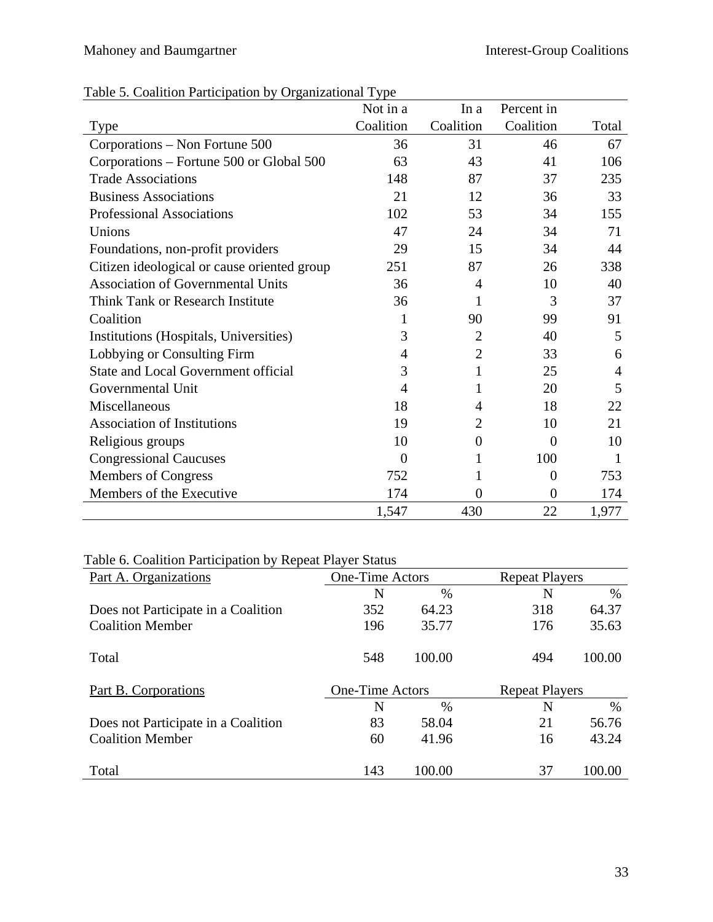Table 5. Coalition Participation by Organizational Type

| Type | Not in a Coalition | In a Coalition | Percent in Coalition | Total |
|---|---|---|---|---|
| Corporations – Non Fortune 500 | 36 | 31 | 46 | 67 |
| Corporations – Fortune 500 or Global 500 | 63 | 43 | 41 | 106 |
| Trade Associations | 148 | 87 | 37 | 235 |
| Business Associations | 21 | 12 | 36 | 33 |
| Professional Associations | 102 | 53 | 34 | 155 |
| Unions | 47 | 24 | 34 | 71 |
| Foundations, non-profit providers | 29 | 15 | 34 | 44 |
| Citizen ideological or cause oriented group | 251 | 87 | 26 | 338 |
| Association of Governmental Units | 36 | 4 | 10 | 40 |
| Think Tank or Research Institute | 36 | 1 | 3 | 37 |
| Coalition | 1 | 90 | 99 | 91 |
| Institutions (Hospitals, Universities) | 3 | 2 | 40 | 5 |
| Lobbying or Consulting Firm | 4 | 2 | 33 | 6 |
| State and Local Government official | 3 | 1 | 25 | 4 |
| Governmental Unit | 4 | 1 | 20 | 5 |
| Miscellaneous | 18 | 4 | 18 | 22 |
| Association of Institutions | 19 | 2 | 10 | 21 |
| Religious groups | 10 | 0 | 0 | 10 |
| Congressional Caucuses | 0 | 1 | 100 | 1 |
| Members of Congress | 752 | 1 | 0 | 753 |
| Members of the Executive | 174 | 0 | 0 | 174 |
| | 1,547 | 430 | 22 | 1,977 |

Table 6. Coalition Participation by Repeat Player Status

| Part A. Organizations | One-Time Actors | | Repeat Players | |
|---|---|---|---|---|
| | N | % | N | % |
| Does not Participate in a Coalition | 352 | 64.23 | 318 | 64.37 |
| Coalition Member | 196 | 35.77 | 176 | 35.63 |
| Total | 548 | 100.00 | 494 | 100.00 |

| Part B. Corporations | One-Time Actors | | Repeat Players | |
|---|---|---|---|---|
| | N | % | N | % |
| Does not Participate in a Coalition | 83 | 58.04 | 21 | 56.76 |
| Coalition Member | 60 | 41.96 | 16 | 43.24 |
| Total | 143 | 100.00 | 37 | 100.00 |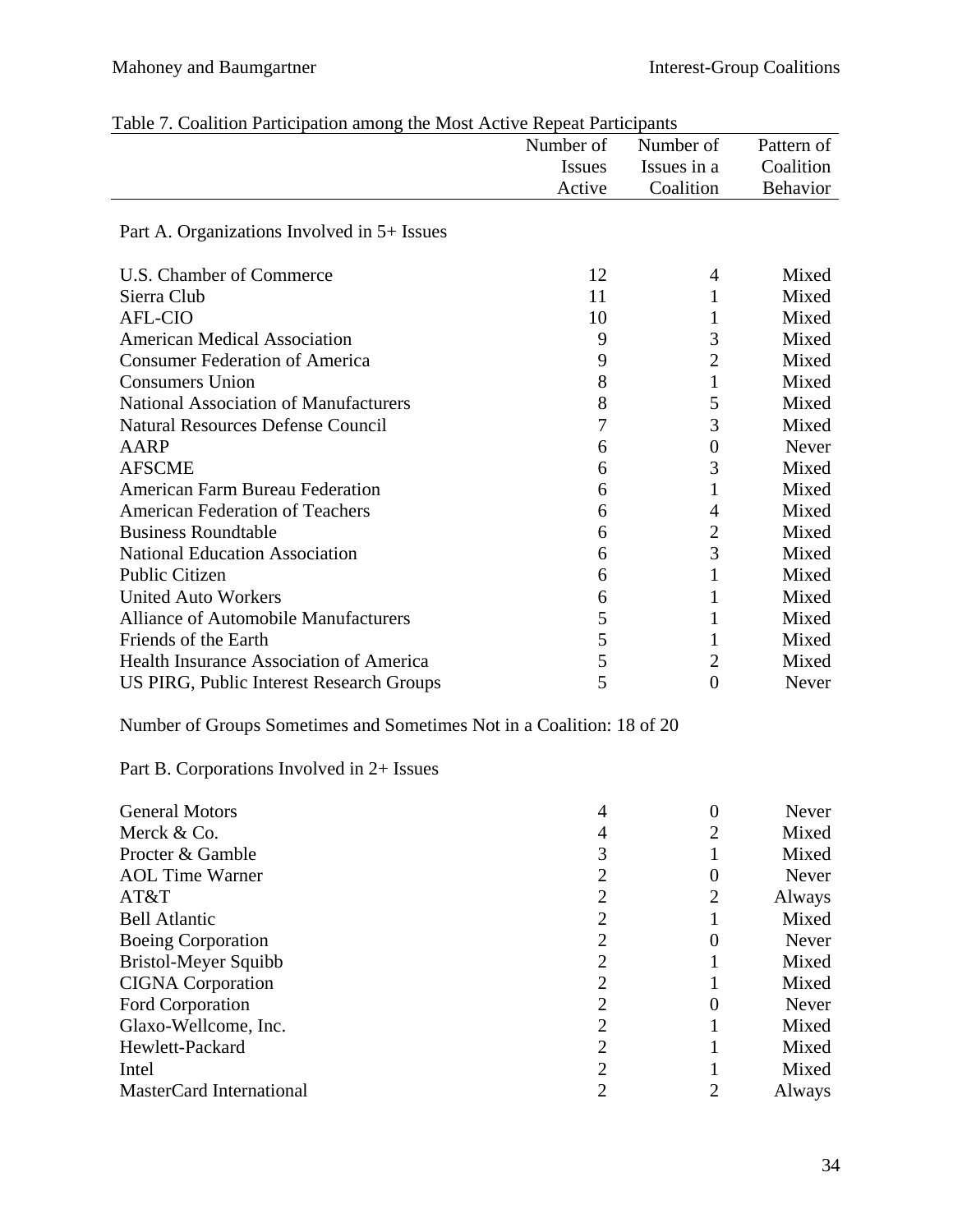Table 7. Coalition Participation among the Most Active Repeat Participants

| | Number of Issues Active | Number of Issues in a Coalition | Pattern of Coalition Behavior |
|---|---|---|---|
| **Part A. Organizations Involved in 5+ Issues** | | | |
| U.S. Chamber of Commerce | 12 | 4 | Mixed |
| Sierra Club | 11 | 1 | Mixed |
| AFL-CIO | 10 | 1 | Mixed |
| American Medical Association | 9 | 3 | Mixed |
| Consumer Federation of America | 9 | 2 | Mixed |
| Consumers Union | 8 | 1 | Mixed |
| National Association of Manufacturers | 8 | 5 | Mixed |
| Natural Resources Defense Council | 7 | 3 | Mixed |
| AARP | 6 | 0 | Never |
| AFSCME | 6 | 3 | Mixed |
| American Farm Bureau Federation | 6 | 1 | Mixed |
| American Federation of Teachers | 6 | 4 | Mixed |
| Business Roundtable | 6 | 2 | Mixed |
| National Education Association | 6 | 3 | Mixed |
| Public Citizen | 6 | 1 | Mixed |
| United Auto Workers | 6 | 1 | Mixed |
| Alliance of Automobile Manufacturers | 5 | 1 | Mixed |
| Friends of the Earth | 5 | 1 | Mixed |
| Health Insurance Association of America | 5 | 2 | Mixed |
| US PIRG, Public Interest Research Groups | 5 | 0 | Never |
| Number of Groups Sometimes and Sometimes Not in a Coalition: 18 of 20 | | | |
| **Part B. Corporations Involved in 2+ Issues** | | | |
| General Motors | 4 | 0 | Never |
| Merck & Co. | 4 | 2 | Mixed |
| Procter & Gamble | 3 | 1 | Mixed |
| AOL Time Warner | 2 | 0 | Never |
| AT&T | 2 | 2 | Always |
| Bell Atlantic | 2 | 1 | Mixed |
| Boeing Corporation | 2 | 0 | Never |
| Bristol-Meyer Squibb | 2 | 1 | Mixed |
| CIGNA Corporation | 2 | 1 | Mixed |
| Ford Corporation | 2 | 0 | Never |
| Glaxo-Wellcome, Inc. | 2 | 1 | Mixed |
| Hewlett-Packard | 2 | 1 | Mixed |
| Intel | 2 | 1 | Mixed |
| MasterCard International | 2 | 2 | Always |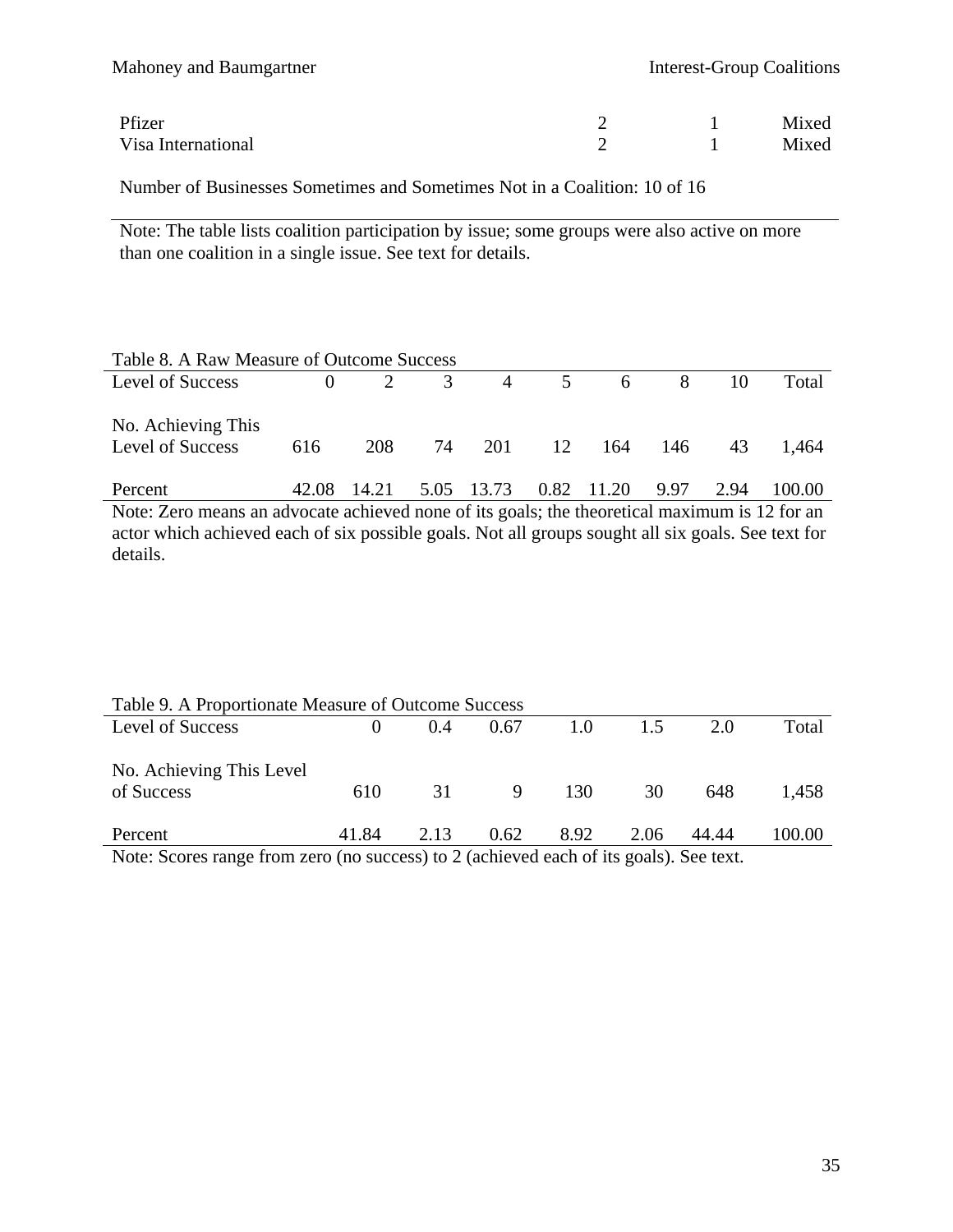| | | | |
|---|---|---|---|
| Pfizer | 2 | 1 | Mixed |
| Visa International | 2 | 1 | Mixed |

Number of Businesses Sometimes and Sometimes Not in a Coalition: 10 of 16

Note: The table lists coalition participation by issue; some groups were also active on more than one coalition in a single issue. See text for details.

Table 8. A Raw Measure of Outcome Success

| Level of Success | 0 | 2 | 3 | 4 | 5 | 6 | 8 | 10 | Total |
|---|---|---|---|---|---|---|---|---|---|
| No. Achieving This Level of Success | 616 | 208 | 74 | 201 | 12 | 164 | 146 | 43 | 1,464 |
| Percent | 42.08 | 14.21 | 5.05 | 13.73 | 0.82 | 11.20 | 9.97 | 2.94 | 100.00 |

Note: Zero means an advocate achieved none of its goals; the theoretical maximum is 12 for an actor which achieved each of six possible goals. Not all groups sought all six goals. See text for details.

Table 9. A Proportionate Measure of Outcome Success

| Level of Success | 0 | 0.4 | 0.67 | 1.0 | 1.5 | 2.0 | Total |
|---|---|---|---|---|---|---|---|
| No. Achieving This Level of Success | 610 | 31 | 9 | 130 | 30 | 648 | 1,458 |
| Percent | 41.84 | 2.13 | 0.62 | 8.92 | 2.06 | 44.44 | 100.00 |

Note: Scores range from zero (no success) to 2 (achieved each of its goals). See text.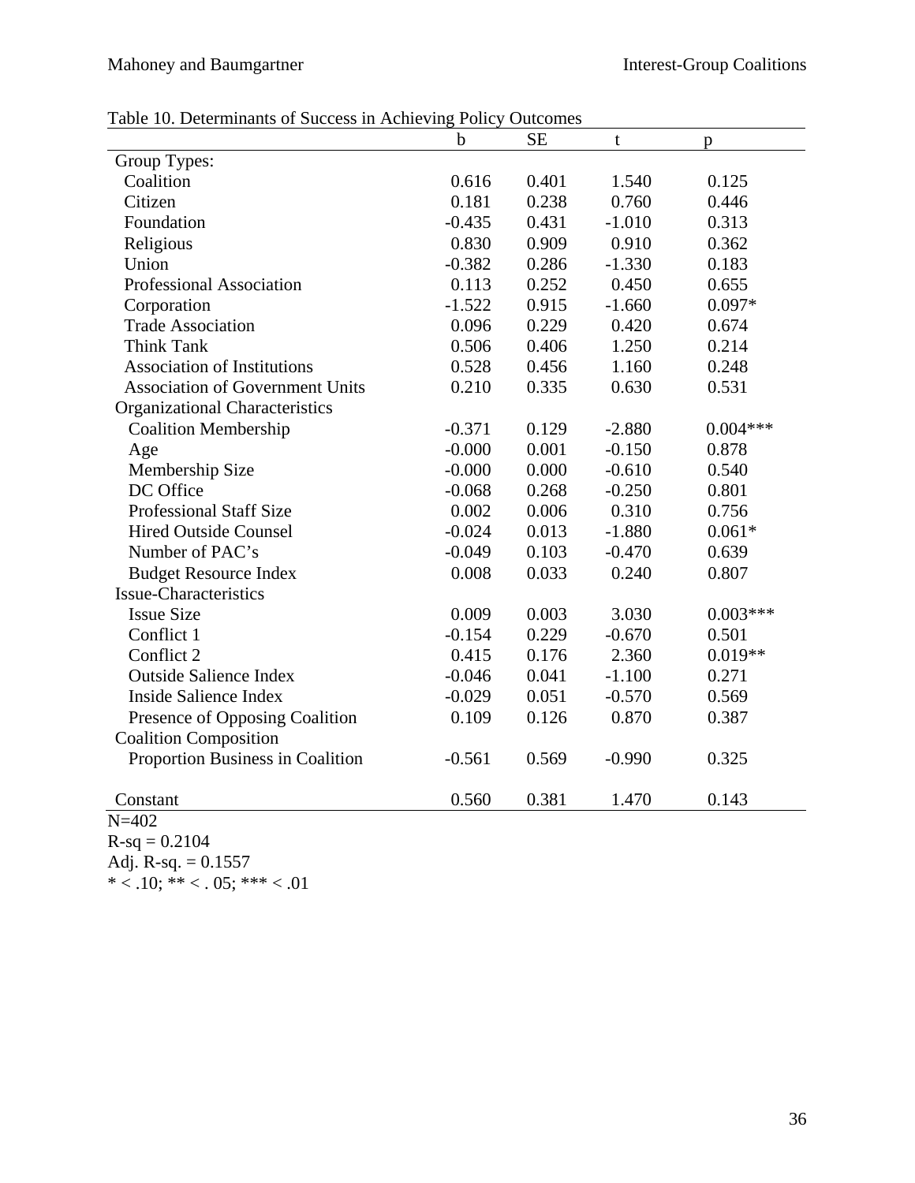Table 10. Determinants of Success in Achieving Policy Outcomes

| | b | SE | t | p |
|---|---|---|---|---|
| Group Types: | | | | |
| Coalition | 0.616 | 0.401 | 1.540 | 0.125 |
| Citizen | 0.181 | 0.238 | 0.760 | 0.446 |
| Foundation | -0.435 | 0.431 | -1.010 | 0.313 |
| Religious | 0.830 | 0.909 | 0.910 | 0.362 |
| Union | -0.382 | 0.286 | -1.330 | 0.183 |
| Professional Association | 0.113 | 0.252 | 0.450 | 0.655 |
| Corporation | -1.522 | 0.915 | -1.660 | 0.097* |
| Trade Association | 0.096 | 0.229 | 0.420 | 0.674 |
| Think Tank | 0.506 | 0.406 | 1.250 | 0.214 |
| Association of Institutions | 0.528 | 0.456 | 1.160 | 0.248 |
| Association of Government Units | 0.210 | 0.335 | 0.630 | 0.531 |
| Organizational Characteristics | | | | |
| Coalition Membership | -0.371 | 0.129 | -2.880 | 0.004*** |
| Age | -0.000 | 0.001 | -0.150 | 0.878 |
| Membership Size | -0.000 | 0.000 | -0.610 | 0.540 |
| DC Office | -0.068 | 0.268 | -0.250 | 0.801 |
| Professional Staff Size | 0.002 | 0.006 | 0.310 | 0.756 |
| Hired Outside Counsel | -0.024 | 0.013 | -1.880 | 0.061* |
| Number of PAC's | -0.049 | 0.103 | -0.470 | 0.639 |
| Budget Resource Index | 0.008 | 0.033 | 0.240 | 0.807 |
| Issue-Characteristics | | | | |
| Issue Size | 0.009 | 0.003 | 3.030 | 0.003*** |
| Conflict 1 | -0.154 | 0.229 | -0.670 | 0.501 |
| Conflict 2 | 0.415 | 0.176 | 2.360 | 0.019** |
| Outside Salience Index | -0.046 | 0.041 | -1.100 | 0.271 |
| Inside Salience Index | -0.029 | 0.051 | -0.570 | 0.569 |
| Presence of Opposing Coalition | 0.109 | 0.126 | 0.870 | 0.387 |
| Coalition Composition | | | | |
| Proportion Business in Coalition | -0.561 | 0.569 | -0.990 | 0.325 |
| Constant | 0.560 | 0.381 | 1.470 | 0.143 |

N=402

R-sq = 0.2104

Adj. R-sq. = 0.1557

* < .10; ** < . 05; *** < .01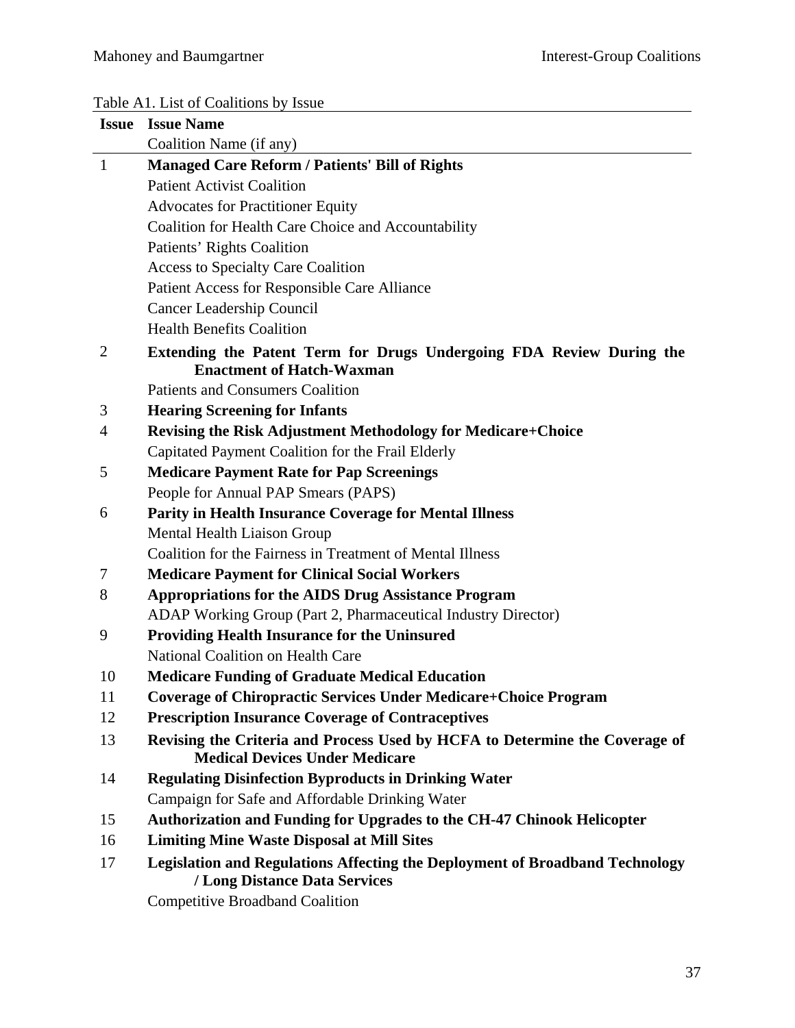Table A1. List of Coalitions by Issue

| Issue | Issue Name / Coalition Name (if any) |
|---|---|
| 1 | **Managed Care Reform / Patients' Bill of Rights** |
| | Patient Activist Coalition |
| | Advocates for Practitioner Equity |
| | Coalition for Health Care Choice and Accountability |
| | Patients' Rights Coalition |
| | Access to Specialty Care Coalition |
| | Patient Access for Responsible Care Alliance |
| | Cancer Leadership Council |
| | Health Benefits Coalition |
| 2 | **Extending the Patent Term for Drugs Undergoing FDA Review During the Enactment of Hatch-Waxman** |
| | Patients and Consumers Coalition |
| 3 | **Hearing Screening for Infants** |
| 4 | **Revising the Risk Adjustment Methodology for Medicare+Choice** |
| | Capitated Payment Coalition for the Frail Elderly |
| 5 | **Medicare Payment Rate for Pap Screenings** |
| | People for Annual PAP Smears (PAPS) |
| 6 | **Parity in Health Insurance Coverage for Mental Illness** |
| | Mental Health Liaison Group |
| | Coalition for the Fairness in Treatment of Mental Illness |
| 7 | **Medicare Payment for Clinical Social Workers** |
| 8 | **Appropriations for the AIDS Drug Assistance Program** |
| | ADAP Working Group (Part 2, Pharmaceutical Industry Director) |
| 9 | **Providing Health Insurance for the Uninsured** |
| | National Coalition on Health Care |
| 10 | **Medicare Funding of Graduate Medical Education** |
| 11 | **Coverage of Chiropractic Services Under Medicare+Choice Program** |
| 12 | **Prescription Insurance Coverage of Contraceptives** |
| 13 | **Revising the Criteria and Process Used by HCFA to Determine the Coverage of Medical Devices Under Medicare** |
| 14 | **Regulating Disinfection Byproducts in Drinking Water** |
| | Campaign for Safe and Affordable Drinking Water |
| 15 | **Authorization and Funding for Upgrades to the CH-47 Chinook Helicopter** |
| 16 | **Limiting Mine Waste Disposal at Mill Sites** |
| 17 | **Legislation and Regulations Affecting the Deployment of Broadband Technology / Long Distance Data Services** |
| | Competitive Broadband Coalition |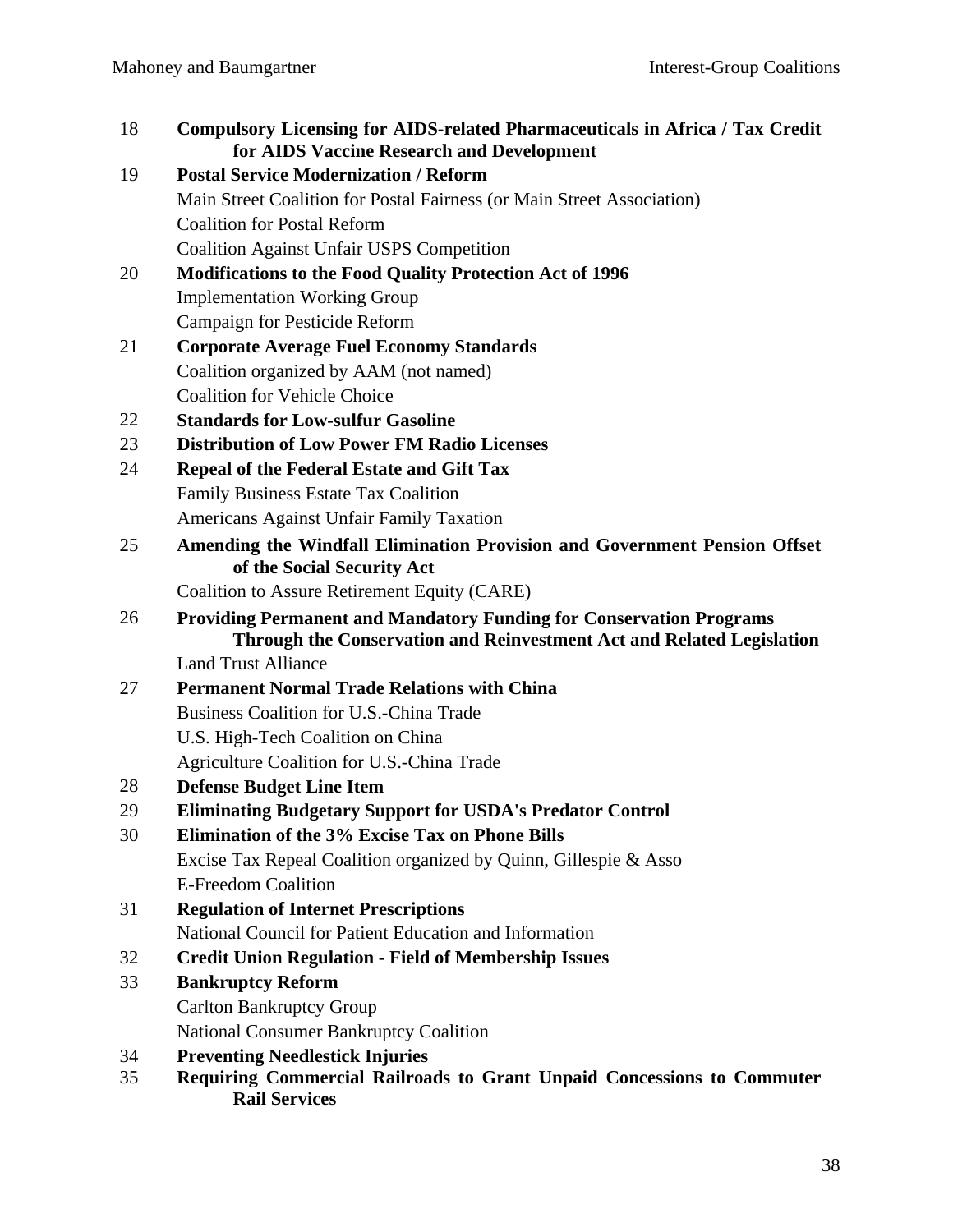18 **Compulsory Licensing for AIDS-related Pharmaceuticals in Africa / Tax Credit for AIDS Vaccine Research and Development**

19 **Postal Service Modernization / Reform**
- Main Street Coalition for Postal Fairness (or Main Street Association)
- Coalition for Postal Reform
- Coalition Against Unfair USPS Competition

20 **Modifications to the Food Quality Protection Act of 1996**
- Implementation Working Group
- Campaign for Pesticide Reform

21 **Corporate Average Fuel Economy Standards**
- Coalition organized by AAM (not named)
- Coalition for Vehicle Choice

22 **Standards for Low-sulfur Gasoline**

23 **Distribution of Low Power FM Radio Licenses**

24 **Repeal of the Federal Estate and Gift Tax**
- Family Business Estate Tax Coalition
- Americans Against Unfair Family Taxation

25 **Amending the Windfall Elimination Provision and Government Pension Offset of the Social Security Act**
- Coalition to Assure Retirement Equity (CARE)

26 **Providing Permanent and Mandatory Funding for Conservation Programs Through the Conservation and Reinvestment Act and Related Legislation**
- Land Trust Alliance

27 **Permanent Normal Trade Relations with China**
- Business Coalition for U.S.-China Trade
- U.S. High-Tech Coalition on China
- Agriculture Coalition for U.S.-China Trade

28 **Defense Budget Line Item**

29 **Eliminating Budgetary Support for USDA's Predator Control**

30 **Elimination of the 3% Excise Tax on Phone Bills**
- Excise Tax Repeal Coalition organized by Quinn, Gillespie & Asso
- E-Freedom Coalition

31 **Regulation of Internet Prescriptions**
- National Council for Patient Education and Information

32 **Credit Union Regulation - Field of Membership Issues**

33 **Bankruptcy Reform**
- Carlton Bankruptcy Group
- National Consumer Bankruptcy Coalition

34 **Preventing Needlestick Injuries**

35 **Requiring Commercial Railroads to Grant Unpaid Concessions to Commuter Rail Services**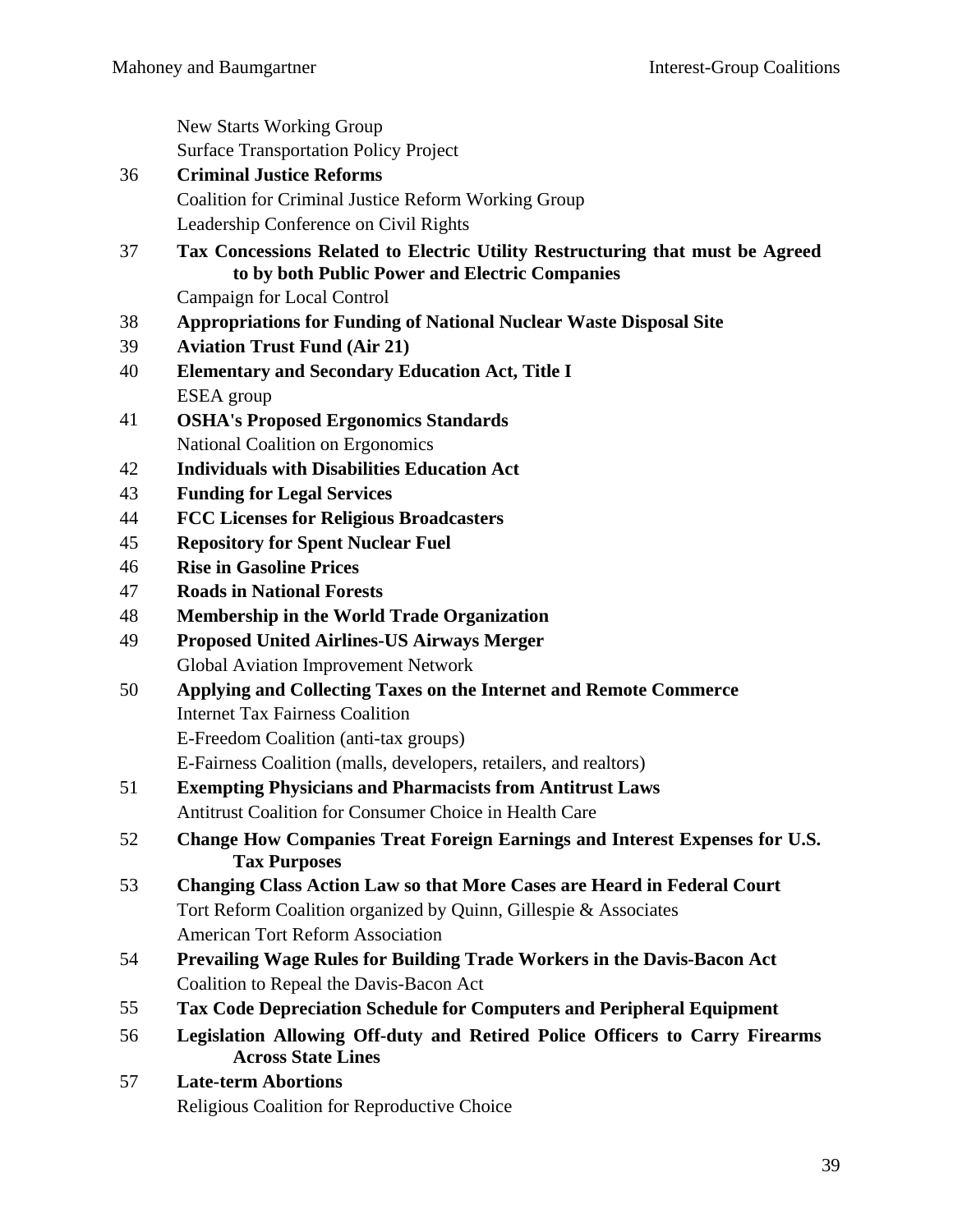New Starts Working Group
Surface Transportation Policy Project

36 **Criminal Justice Reforms**
Coalition for Criminal Justice Reform Working Group
Leadership Conference on Civil Rights

37 **Tax Concessions Related to Electric Utility Restructuring that must be Agreed to by both Public Power and Electric Companies**
Campaign for Local Control

38 **Appropriations for Funding of National Nuclear Waste Disposal Site**

39 **Aviation Trust Fund (Air 21)**

40 **Elementary and Secondary Education Act, Title I**
ESEA group

41 **OSHA's Proposed Ergonomics Standards**
National Coalition on Ergonomics

42 **Individuals with Disabilities Education Act**

43 **Funding for Legal Services**

44 **FCC Licenses for Religious Broadcasters**

45 **Repository for Spent Nuclear Fuel**

46 **Rise in Gasoline Prices**

47 **Roads in National Forests**

48 **Membership in the World Trade Organization**

49 **Proposed United Airlines-US Airways Merger**
Global Aviation Improvement Network

50 **Applying and Collecting Taxes on the Internet and Remote Commerce**
Internet Tax Fairness Coalition
E-Freedom Coalition (anti-tax groups)
E-Fairness Coalition (malls, developers, retailers, and realtors)

51 **Exempting Physicians and Pharmacist from Antitrust Laws**
Antitrust Coalition for Consumer Choice in Health Care

52 **Change How Companies Treat Foreign Earnings and Interest Expenses for U.S. Tax Purposes**

53 **Changing Class Action Law so that More Cases are Heard in Federal Court**
Tort Reform Coalition organized by Quinn, Gillespie & Associates
American Tort Reform Association

54 **Prevailing Wage Rules for Building Trade Workers in the Davis-Bacon Act**
Coalition to Repeal the Davis-Bacon Act

55 **Tax Code Depreciation Schedule for Computers and Peripheral Equipment**

56 **Legislation Allowing Off-duty and Retired Police Officers to Carry Firearms Across State Lines**

57 **Late-term Abortions**
Religious Coalition for Reproductive Choice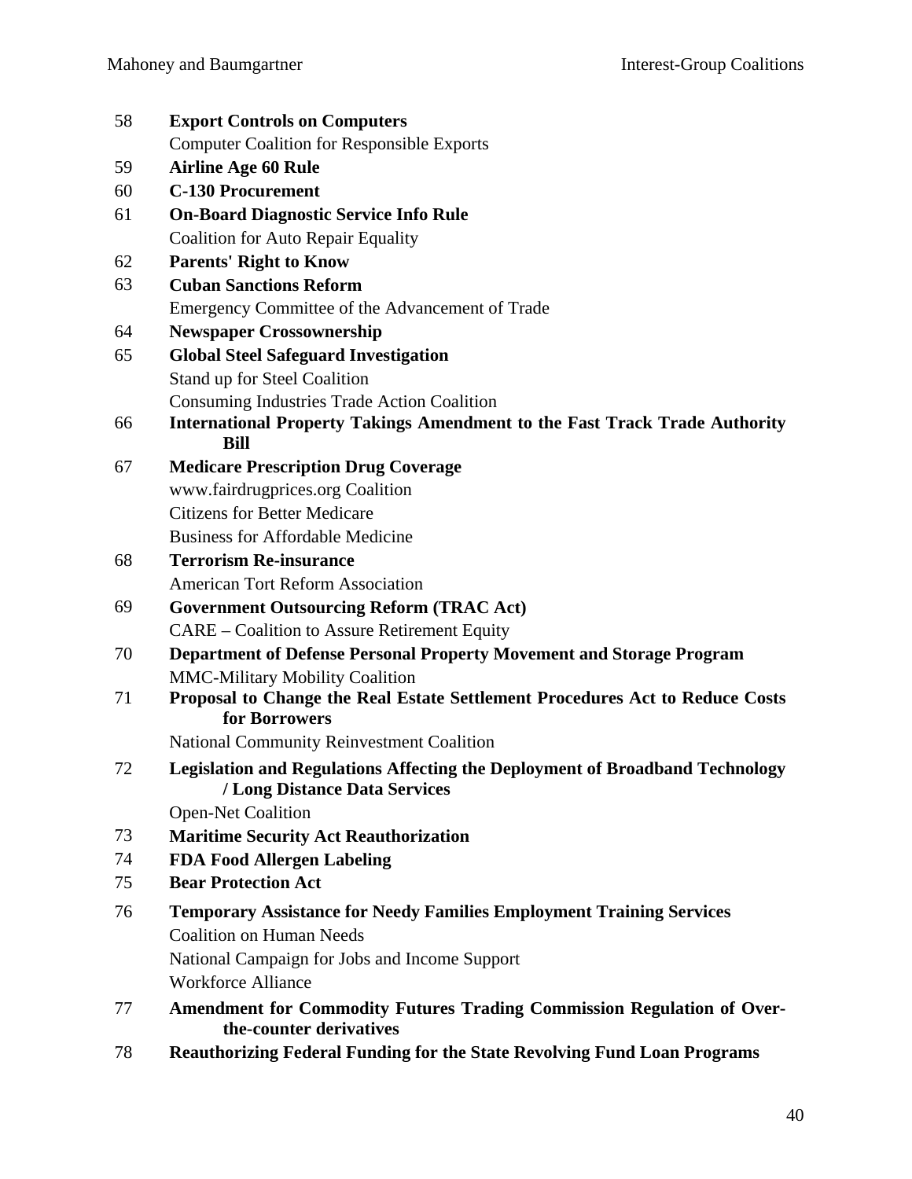58 **Export Controls on Computers**
Computer Coalition for Responsible Exports

59 **Airline Age 60 Rule**

60 **C-130 Procurement**

61 **On-Board Diagnostic Service Info Rule**
Coalition for Auto Repair Equality

62 **Parents' Right to Know**

63 **Cuban Sanctions Reform**
Emergency Committee of the Advancement of Trade

64 **Newspaper Crossownership**

65 **Global Steel Safeguard Investigation**
Stand up for Steel Coalition
Consuming Industries Trade Action Coalition

66 **International Property Takings Amendment to the Fast Track Trade Authority Bill**

67 **Medicare Prescription Drug Coverage**
www.fairdrugprices.org Coalition
Citizens for Better Medicare
Business for Affordable Medicine

68 **Terrorism Re-insurance**
American Tort Reform Association

69 **Government Outsourcing Reform (TRAC Act)**
CARE – Coalition to Assure Retirement Equity

70 **Department of Defense Personal Property Movement and Storage Program**
MMC-Military Mobility Coalition

71 **Proposal to Change the Real Estate Settlement Procedures Act to Reduce Costs for Borrowers**
National Community Reinvestment Coalition

72 **Legislation and Regulations Affecting the Deployment of Broadband Technology / Long Distance Data Services**
Open-Net Coalition

73 **Maritime Security Act Reauthorization**

74 **FDA Food Allergen Labeling**

75 **Bear Protection Act**

76 **Temporary Assistance for Needy Families Employment Training Services**
Coalition on Human Needs
National Campaign for Jobs and Income Support
Workforce Alliance

77 **Amendment for Commodity Futures Trading Commission Regulation of Over-the-counter derivatives**

78 **Reauthorizing Federal Funding for the State Revolving Fund Loan Programs**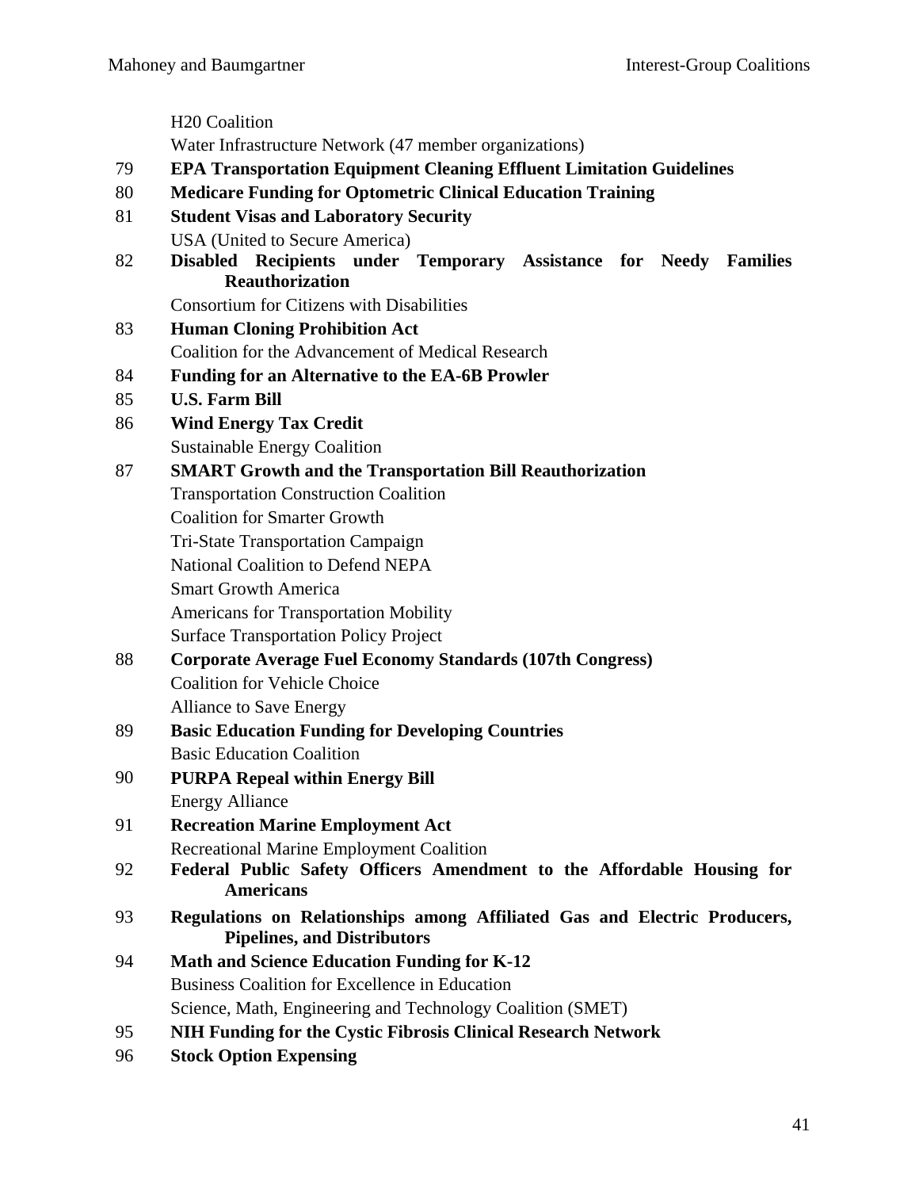H20 Coalition

Water Infrastructure Network (47 member organizations)

79 **EPA Transportation Equipment Cleaning Effluent Limitation Guidelines**

80 **Medicare Funding for Optometric Clinical Education Training**

81 **Student Visas and Laboratory Security**

USA (United to Secure America)

82 **Disabled Recipients under Temporary Assistance for Needy Families Reauthorization**

Consortium for Citizens with Disabilities

83 **Human Cloning Prohibition Act**

Coalition for the Advancement of Medical Research

84 **Funding for an Alternative to the EA-6B Prowler**

85 **U.S. Farm Bill**

86 **Wind Energy Tax Credit**

Sustainable Energy Coalition

87 **SMART Growth and the Transportation Bill Reauthorization**

Transportation Construction Coalition

Coalition for Smarter Growth

Tri-State Transportation Campaign

National Coalition to Defend NEPA

Smart Growth America

Americans for Transportation Mobility

Surface Transportation Policy Project

88 **Corporate Average Fuel Economy Standards (107th Congress)**

Coalition for Vehicle Choice

Alliance to Save Energy

89 **Basic Education Funding for Developing Countries**

Basic Education Coalition

90 **PURPA Repeal within Energy Bill**

Energy Alliance

91 **Recreation Marine Employment Act**

Recreational Marine Employment Coalition

92 **Federal Public Safety Officers Amendment to the Affordable Housing for Americans**

93 **Regulations on Relationships among Affiliated Gas and Electric Producers, Pipelines, and Distributors**

94 **Math and Science Education Funding for K-12**

Business Coalition for Excellence in Education

Science, Math, Engineering and Technology Coalition (SMET)

95 **NIH Funding for the Cystic Fibrosis Clinical Research Network**

96 **Stock Option Expensing**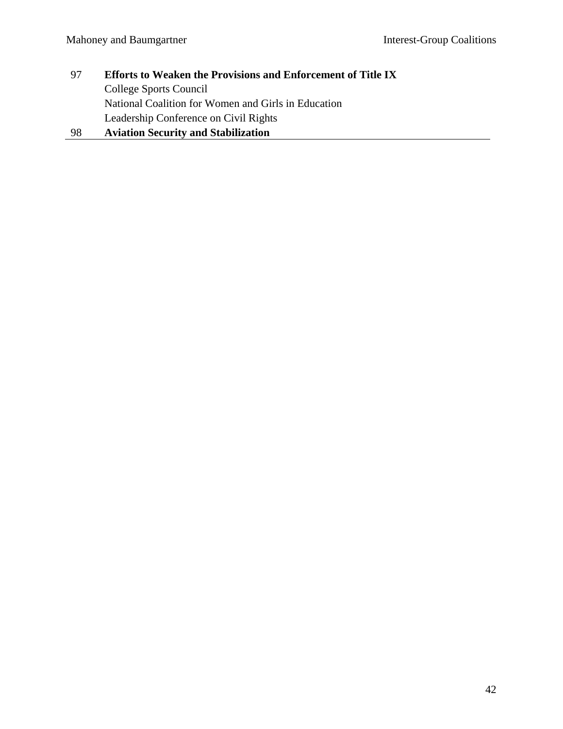| | |
|---|---|
| 97 | **Efforts to Weaken the Provisions and Enforcement of Title IX** |
| | College Sports Council |
| | National Coalition for Women and Girls in Education |
| | Leadership Conference on Civil Rights |
| 98 | **Aviation Security and Stabilization** |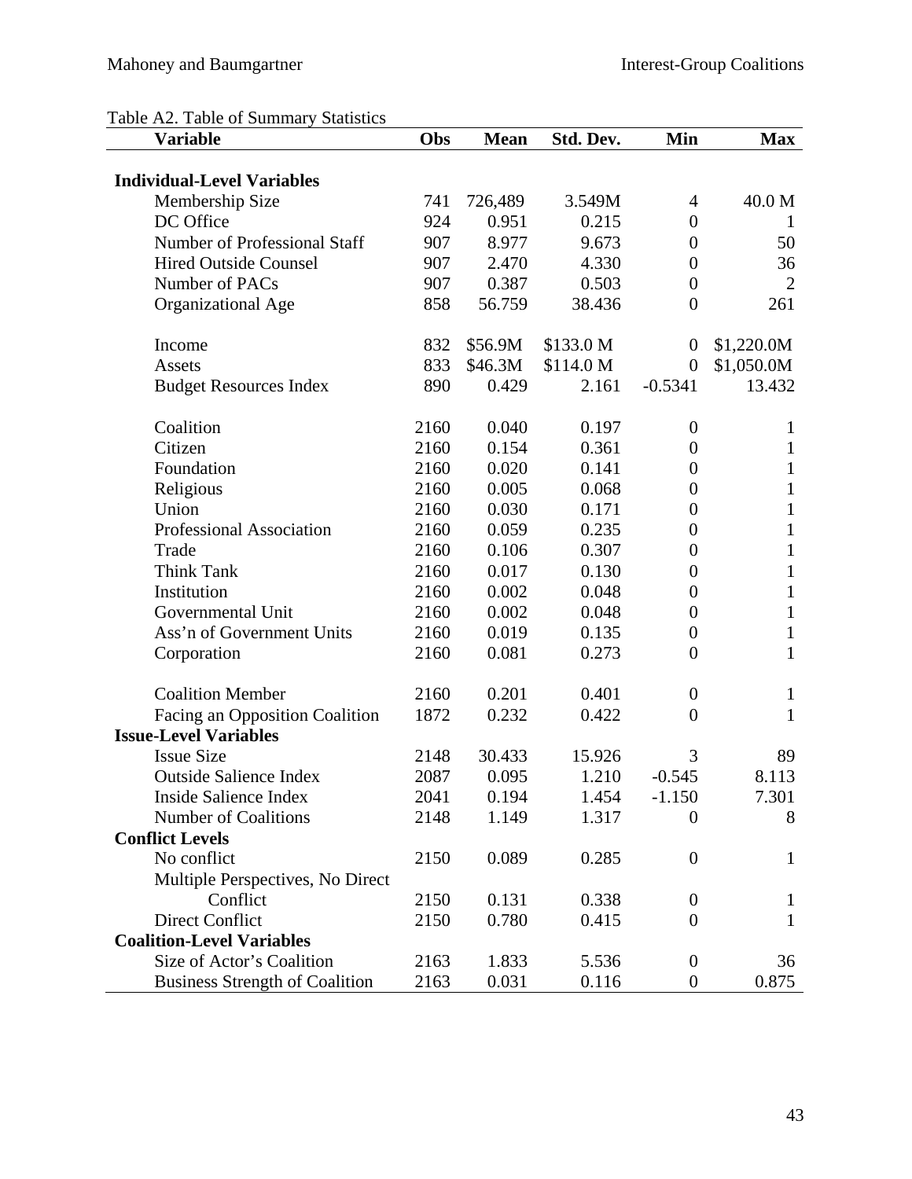Table A2. Table of Summary Statistics

| Variable | Obs | Mean | Std. Dev. | Min | Max |
|---|---|---|---|---|---|
| **Individual-Level Variables** | | | | | |
| Membership Size | 741 | 726,489 | 3.549M | 4 | 40.0 M |
| DC Office | 924 | 0.951 | 0.215 | 0 | 1 |
| Number of Professional Staff | 907 | 8.977 | 9.673 | 0 | 50 |
| Hired Outside Counsel | 907 | 2.470 | 4.330 | 0 | 36 |
| Number of PACs | 907 | 0.387 | 0.503 | 0 | 2 |
| Organizational Age | 858 | 56.759 | 38.436 | 0 | 261 |
| Income | 832 | $56.9M | $133.0 M | 0 | $1,220.0M |
| Assets | 833 | $46.3M | $114.0 M | 0 | $1,050.0M |
| Budget Resources Index | 890 | 0.429 | 2.161 | -0.5341 | 13.432 |
| Coalition | 2160 | 0.040 | 0.197 | 0 | 1 |
| Citizen | 2160 | 0.154 | 0.361 | 0 | 1 |
| Foundation | 2160 | 0.020 | 0.141 | 0 | 1 |
| Religious | 2160 | 0.005 | 0.068 | 0 | 1 |
| Union | 2160 | 0.030 | 0.171 | 0 | 1 |
| Professional Association | 2160 | 0.059 | 0.235 | 0 | 1 |
| Trade | 2160 | 0.106 | 0.307 | 0 | 1 |
| Think Tank | 2160 | 0.017 | 0.130 | 0 | 1 |
| Institution | 2160 | 0.002 | 0.048 | 0 | 1 |
| Governmental Unit | 2160 | 0.002 | 0.048 | 0 | 1 |
| Ass'n of Government Units | 2160 | 0.019 | 0.135 | 0 | 1 |
| Corporation | 2160 | 0.081 | 0.273 | 0 | 1 |
| Coalition Member | 2160 | 0.201 | 0.401 | 0 | 1 |
| Facing an Opposition Coalition | 1872 | 0.232 | 0.422 | 0 | 1 |
| **Issue-Level Variables** | | | | | |
| Issue Size | 2148 | 30.433 | 15.926 | 3 | 89 |
| Outside Salience Index | 2087 | 0.095 | 1.210 | -0.545 | 8.113 |
| Inside Salience Index | 2041 | 0.194 | 1.454 | -1.150 | 7.301 |
| Number of Coalitions | 2148 | 1.149 | 1.317 | 0 | 8 |
| **Conflict Levels** | | | | | |
| No conflict | 2150 | 0.089 | 0.285 | 0 | 1 |
| Multiple Perspectives, No Direct Conflict | 2150 | 0.131 | 0.338 | 0 | 1 |
| Direct Conflict | 2150 | 0.780 | 0.415 | 0 | 1 |
| **Coalition-Level Variables** | | | | | |
| Size of Actor's Coalition | 2163 | 1.833 | 5.536 | 0 | 36 |
| Business Strength of Coalition | 2163 | 0.031 | 0.116 | 0 | 0.875 |